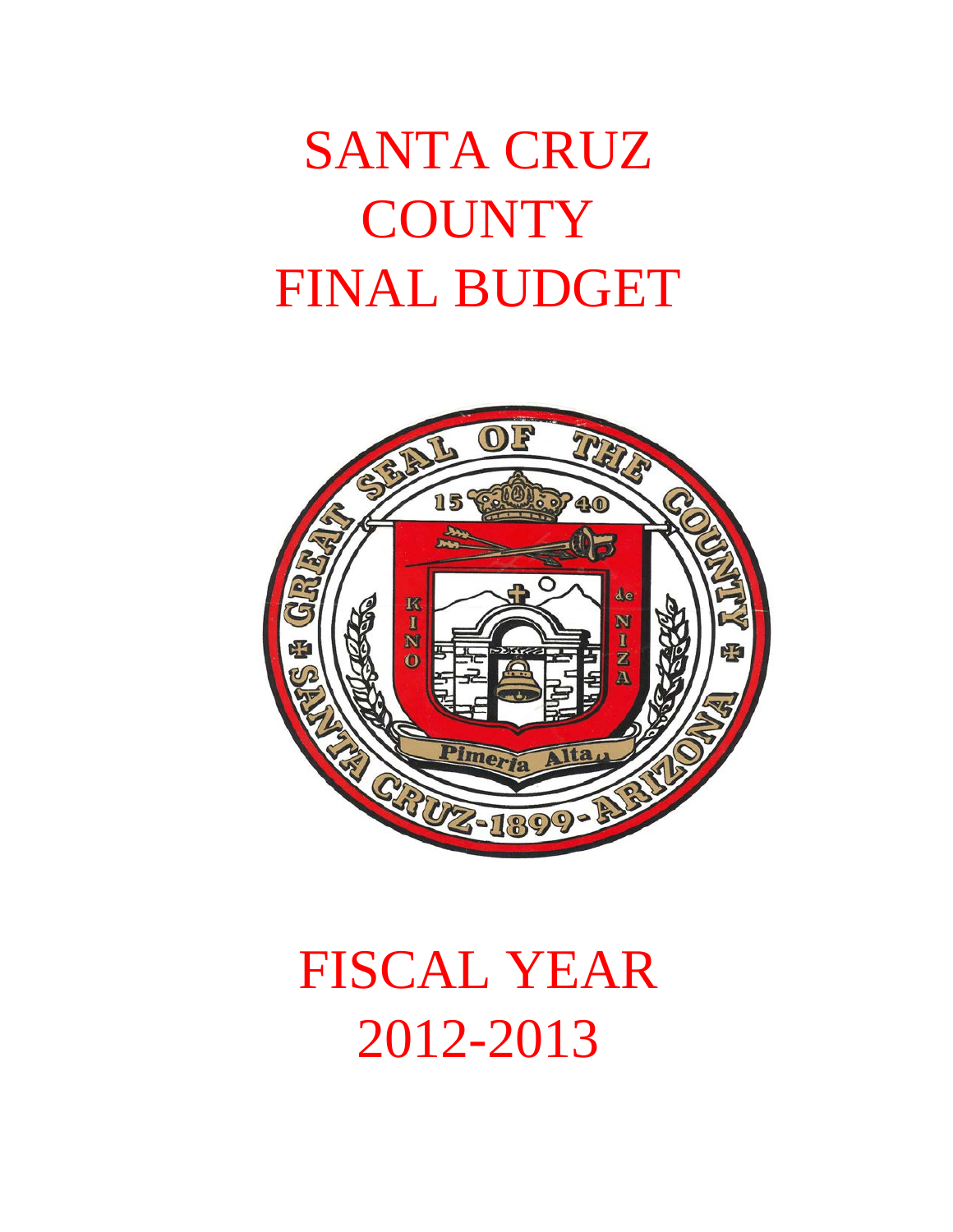# SANTA CRUZ COUNTY FINAL BUDGET

# FISCAL YEAR 2012-2013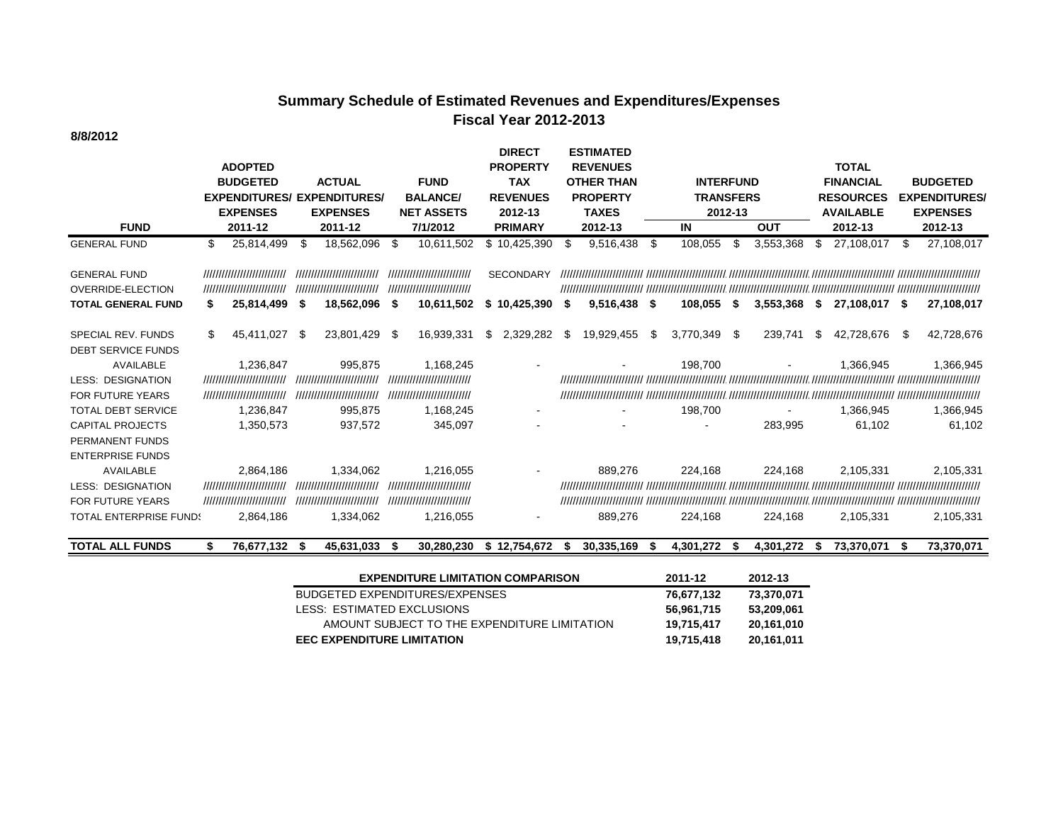## Summary Schedule of Estimated Revenues and Expenditures/Expenses
## Fiscal Year 2012-2013

**8/8/2012**

| FUND | ADOPTED BUDGETED EXPENDITURES/ EXPENSES 2011-12 | ACTUAL EXPENDITURES/ EXPENSES 2011-12 | FUND BALANCE/ NET ASSETS 7/1/2012 | DIRECT PROPERTY TAX REVENUES 2012-13 PRIMARY | ESTIMATED REVENUES OTHER THAN PROPERTY TAXES 2012-13 | INTERFUND TRANSFERS 2012-13 IN | INTERFUND TRANSFERS 2012-13 OUT | TOTAL FINANCIAL RESOURCES AVAILABLE 2012-13 | BUDGETED EXPENDITURES/ EXPENSES 2012-13 |
|---|---|---|---|---|---|---|---|---|---|
| GENERAL FUND | $ 25,814,499 | $ 18,562,096 | $ 10,611,502 | $ 10,425,390 | $ 9,516,438 | $ 108,055 | $ 3,553,368 | $ 27,108,017 | $ 27,108,017 |
| GENERAL FUND | ////////////////////////// | ////////////////////////// | ////////////////////////// | SECONDARY | ////////////////////////// | ////////////////////////// | ////////////////////////// | ////////////////////////// | ////////////////////////// |
| OVERRIDE-ELECTION | ////////////////////////// | ////////////////////////// | ////////////////////////// | | ////////////////////////// | ////////////////////////// | ////////////////////////// | ////////////////////////// | ////////////////////////// |
| **TOTAL GENERAL FUND** | **$ 25,814,499** | **$ 18,562,096** | **$ 10,611,502** | **$ 10,425,390** | **$ 9,516,438** | **$ 108,055** | **$ 3,553,368** | **$ 27,108,017** | **$ 27,108,017** |
| SPECIAL REV. FUNDS | $ 45,411,027 | $ 23,801,429 | $ 16,939,331 | $ 2,329,282 | $ 19,929,455 | $ 3,770,349 | $ 239,741 | $ 42,728,676 | $ 42,728,676 |
| DEBT SERVICE FUNDS | | | | | | | | | |
| AVAILABLE | 1,236,847 | 995,875 | 1,168,245 | - | - | 198,700 | - | 1,366,945 | 1,366,945 |
| LESS: DESIGNATION | ////////////////////////// | ////////////////////////// | ////////////////////////// | | ////////////////////////// | ////////////////////////// | ////////////////////////// | ////////////////////////// | ////////////////////////// |
| FOR FUTURE YEARS | ////////////////////////// | ////////////////////////// | ////////////////////////// | | ////////////////////////// | ////////////////////////// | ////////////////////////// | ////////////////////////// | ////////////////////////// |
| TOTAL DEBT SERVICE | 1,236,847 | 995,875 | 1,168,245 | - | - | 198,700 | - | 1,366,945 | 1,366,945 |
| CAPITAL PROJECTS | 1,350,573 | 937,572 | 345,097 | - | - | - | 283,995 | 61,102 | 61,102 |
| PERMANENT FUNDS | | | | | | | | | |
| ENTERPRISE FUNDS | | | | | | | | | |
| AVAILABLE | 2,864,186 | 1,334,062 | 1,216,055 | - | 889,276 | 224,168 | 224,168 | 2,105,331 | 2,105,331 |
| LESS: DESIGNATION | ////////////////////////// | ////////////////////////// | ////////////////////////// | | ////////////////////////// | ////////////////////////// | ////////////////////////// | ////////////////////////// | ////////////////////////// |
| FOR FUTURE YEARS | ////////////////////////// | ////////////////////////// | ////////////////////////// | | ////////////////////////// | ////////////////////////// | ////////////////////////// | ////////////////////////// | ////////////////////////// |
| TOTAL ENTERPRISE FUNDS | 2,864,186 | 1,334,062 | 1,216,055 | - | 889,276 | 224,168 | 224,168 | 2,105,331 | 2,105,331 |
| **TOTAL ALL FUNDS** | **$ 76,677,132** | **$ 45,631,033** | **$ 30,280,230** | **$ 12,754,672** | **$ 30,335,169** | **$ 4,301,272** | **$ 4,301,272** | **$ 73,370,071** | **$ 73,370,071** |

| EXPENDITURE LIMITATION COMPARISON | 2011-12 | 2012-13 |
|---|---|---|
| BUDGETED EXPENDITURES/EXPENSES | 76,677,132 | 73,370,071 |
| LESS: ESTIMATED EXCLUSIONS | 56,961,715 | 53,209,061 |
| AMOUNT SUBJECT TO THE EXPENDITURE LIMITATION | 19,715,417 | 20,161,010 |
| **EEC EXPENDITURE LIMITATION** | **19,715,418** | **20,161,011** |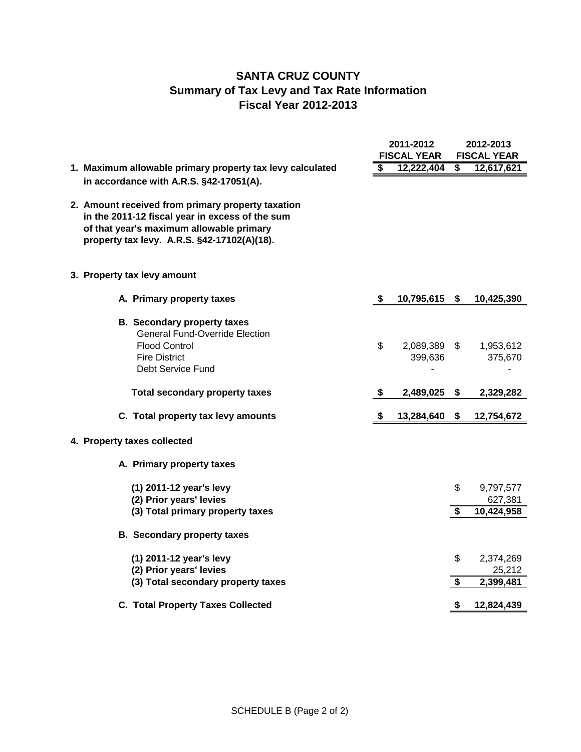# SANTA CRUZ COUNTY
## Summary of Tax Levy and Tax Rate Information
## Fiscal Year 2012-2013

| | 2011-2012 FISCAL YEAR | 2012-2013 FISCAL YEAR |
|---|---|---|
| **1. Maximum allowable primary property tax levy calculated in accordance with A.R.S. §42-17051(A).** | **$ 12,222,404** | **$ 12,617,621** |
| **2. Amount received from primary property taxation in the 2011-12 fiscal year in excess of the sum of that year's maximum allowable primary property tax levy. A.R.S. §42-17102(A)(18).** | | |
| **3. Property tax levy amount** | | |
| **A. Primary property taxes** | **$ 10,795,615** | **$ 10,425,390** |
| **B. Secondary property taxes** | | |
| General Fund-Override Election | | |
| Flood Control | $ 2,089,389 | $ 1,953,612 |
| Fire District | 399,636 | 375,670 |
| Debt Service Fund | - | - |
| **Total secondary property taxes** | **$ 2,489,025** | **$ 2,329,282** |
| **C. Total property tax levy amounts** | **$ 13,284,640** | **$ 12,754,672** |
| **4. Property taxes collected** | | |
| **A. Primary property taxes** | | |
| **(1) 2011-12 year's levy** | | $ 9,797,577 |
| **(2) Prior years' levies** | | 627,381 |
| **(3) Total primary property taxes** | | **$ 10,424,958** |
| **B. Secondary property taxes** | | |
| **(1) 2011-12 year's levy** | | $ 2,374,269 |
| **(2) Prior years' levies** | | 25,212 |
| **(3) Total secondary property taxes** | | **$ 2,399,481** |
| **C. Total Property Taxes Collected** | | **$ 12,824,439** |

SCHEDULE B (Page 2 of 2)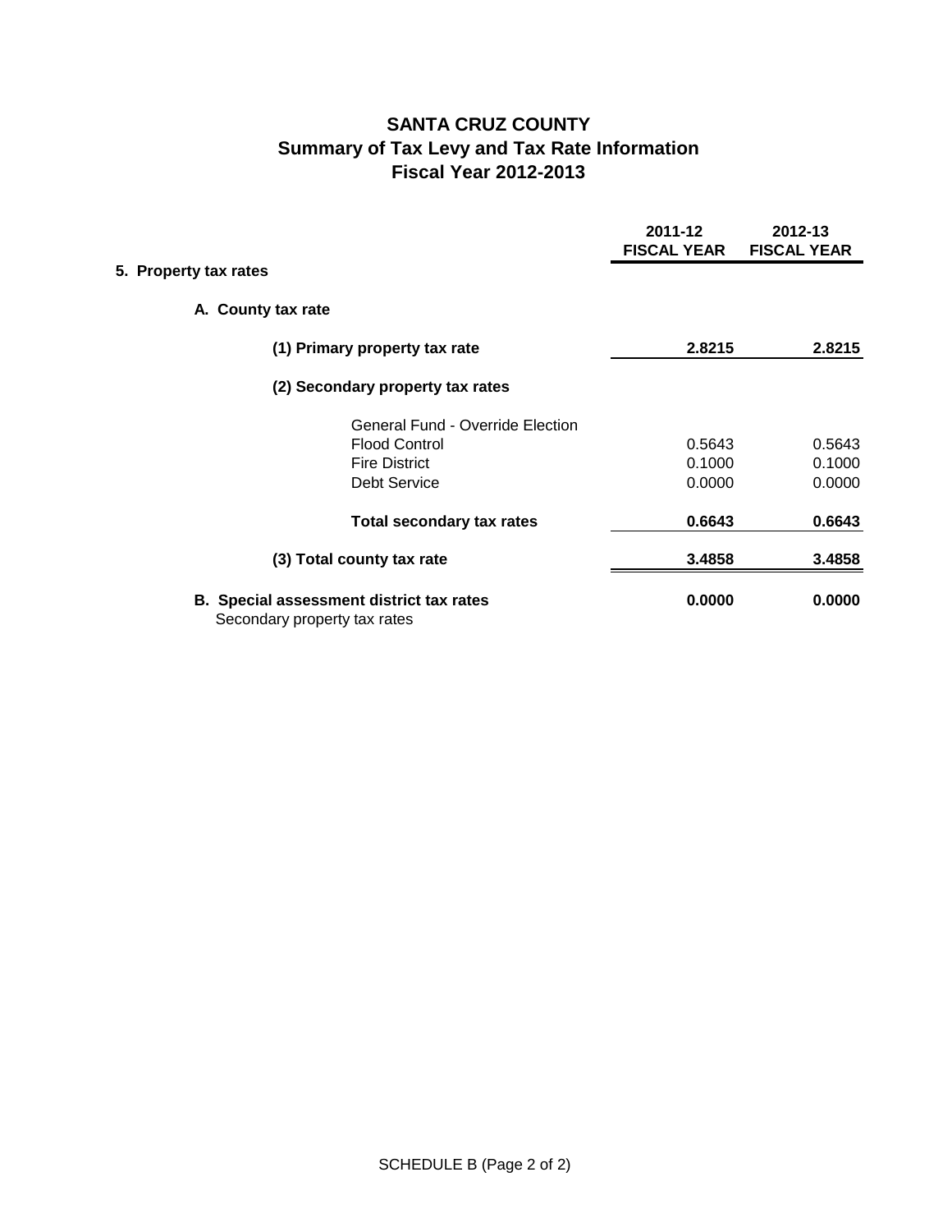# SANTA CRUZ COUNTY
## Summary of Tax Levy and Tax Rate Information
## Fiscal Year 2012-2013

| | 2011-12 FISCAL YEAR | 2012-13 FISCAL YEAR |
|---|---|---|
| **5. Property tax rates** | | |
| **A. County tax rate** | | |
| **(1) Primary property tax rate** | **2.8215** | **2.8215** |
| **(2) Secondary property tax rates** | | |
| General Fund - Override Election | | |
| Flood Control | 0.5643 | 0.5643 |
| Fire District | 0.1000 | 0.1000 |
| Debt Service | 0.0000 | 0.0000 |
| **Total secondary tax rates** | **0.6643** | **0.6643** |
| **(3) Total county tax rate** | **3.4858** | **3.4858** |
| **B. Special assessment district tax rates** Secondary property tax rates | **0.0000** | **0.0000** |

SCHEDULE B (Page 2 of 2)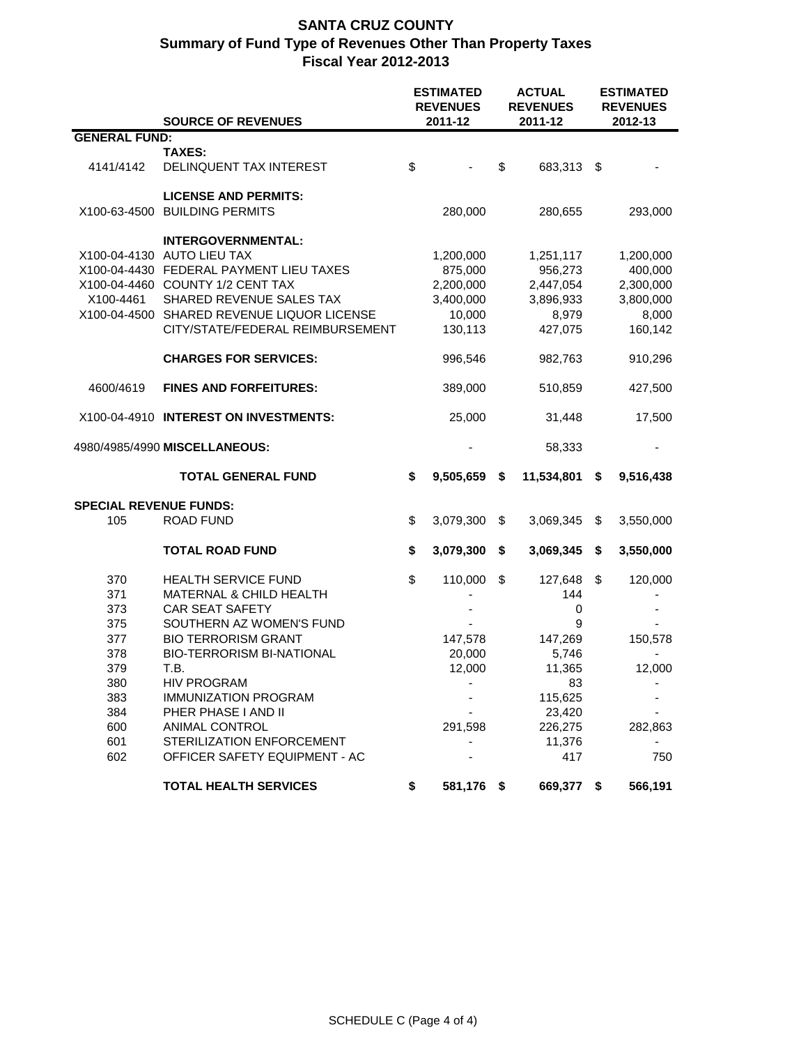# SANTA CRUZ COUNTY
## Summary of Fund Type of Revenues Other Than Property Taxes
## Fiscal Year 2012-2013

| | SOURCE OF REVENUES | ESTIMATED REVENUES 2011-12 | ACTUAL REVENUES 2011-12 | ESTIMATED REVENUES 2012-13 |
|---|---|---|---|---|
| **GENERAL FUND:** | | | | |
| | **TAXES:** | | | |
| 4141/4142 | DELINQUENT TAX INTEREST | $ - | $ 683,313 | $ - |
| | **LICENSE AND PERMITS:** | | | |
| X100-63-4500 | BUILDING PERMITS | 280,000 | 280,655 | 293,000 |
| | **INTERGOVERNMENTAL:** | | | |
| X100-04-4130 | AUTO LIEU TAX | 1,200,000 | 1,251,117 | 1,200,000 |
| X100-04-4430 | FEDERAL PAYMENT LIEU TAXES | 875,000 | 956,273 | 400,000 |
| X100-04-4460 | COUNTY 1/2 CENT TAX | 2,200,000 | 2,447,054 | 2,300,000 |
| X100-4461 | SHARED REVENUE SALES TAX | 3,400,000 | 3,896,933 | 3,800,000 |
| X100-04-4500 | SHARED REVENUE LIQUOR LICENSE | 10,000 | 8,979 | 8,000 |
| | CITY/STATE/FEDERAL REIMBURSEMENT | 130,113 | 427,075 | 160,142 |
| | **CHARGES FOR SERVICES:** | 996,546 | 982,763 | 910,296 |
| 4600/4619 | **FINES AND FORFEITURES:** | 389,000 | 510,859 | 427,500 |
| X100-04-4910 | **INTEREST ON INVESTMENTS:** | 25,000 | 31,448 | 17,500 |
| 4980/4985/4990 | **MISCELLANEOUS:** | - | 58,333 | - |
| | **TOTAL GENERAL FUND** | **$ 9,505,659** | **$ 11,534,801** | **$ 9,516,438** |
| **SPECIAL REVENUE FUNDS:** | | | | |
| 105 | ROAD FUND | $ 3,079,300 | $ 3,069,345 | $ 3,550,000 |
| | **TOTAL ROAD FUND** | **$ 3,079,300** | **$ 3,069,345** | **$ 3,550,000** |
| 370 | HEALTH SERVICE FUND | $ 110,000 | $ 127,648 | $ 120,000 |
| 371 | MATERNAL & CHILD HEALTH | - | 144 | - |
| 373 | CAR SEAT SAFETY | - | 0 | - |
| 375 | SOUTHERN AZ WOMEN'S FUND | - | 9 | - |
| 377 | BIO TERRORISM GRANT | 147,578 | 147,269 | 150,578 |
| 378 | BIO-TERRORISM BI-NATIONAL | 20,000 | 5,746 | - |
| 379 | T.B. | 12,000 | 11,365 | 12,000 |
| 380 | HIV PROGRAM | - | 83 | - |
| 383 | IMMUNIZATION PROGRAM | - | 115,625 | - |
| 384 | PHER PHASE I AND II | - | 23,420 | - |
| 600 | ANIMAL CONTROL | 291,598 | 226,275 | 282,863 |
| 601 | STERILIZATION ENFORCEMENT | - | 11,376 | - |
| 602 | OFFICER SAFETY EQUIPMENT - AC | - | 417 | 750 |
| | **TOTAL HEALTH SERVICES** | **$ 581,176** | **$ 669,377** | **$ 566,191** |

SCHEDULE C (Page 4 of 4)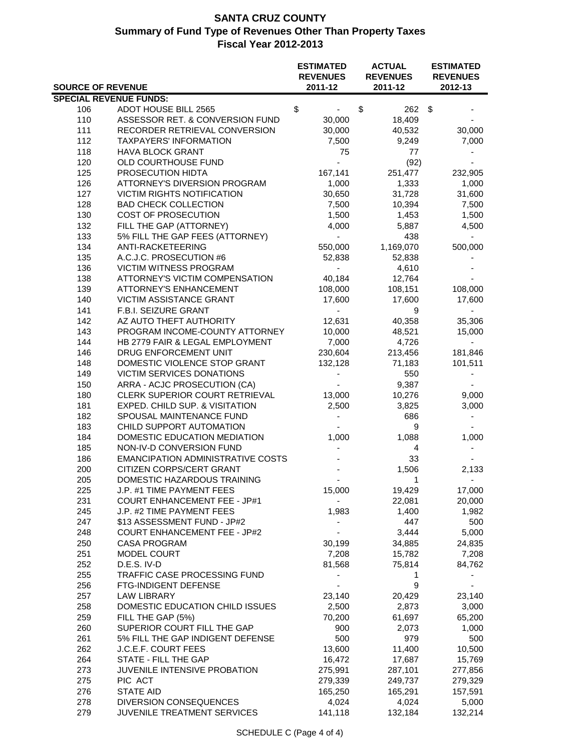# SANTA CRUZ COUNTY
## Summary of Fund Type of Revenues Other Than Property Taxes
## Fiscal Year 2012-2013

| SOURCE OF REVENUE | | ESTIMATED REVENUES 2011-12 | ACTUAL REVENUES 2011-12 | ESTIMATED REVENUES 2012-13 |
|---|---|---|---|---|
| **SPECIAL REVENUE FUNDS:** | | | | |
| 106 | ADOT HOUSE BILL 2565 | $ - | $ 262 | $ - |
| 110 | ASSESSOR RET. & CONVERSION FUND | 30,000 | 18,409 | - |
| 111 | RECORDER RETRIEVAL CONVERSION | 30,000 | 40,532 | 30,000 |
| 112 | TAXPAYERS' INFORMATION | 7,500 | 9,249 | 7,000 |
| 118 | HAVA BLOCK GRANT | 75 | 77 | - |
| 120 | OLD COURTHOUSE FUND | - | (92) | - |
| 125 | PROSECUTION HIDTA | 167,141 | 251,477 | 232,905 |
| 126 | ATTORNEY'S DIVERSION PROGRAM | 1,000 | 1,333 | 1,000 |
| 127 | VICTIM RIGHTS NOTIFICATION | 30,650 | 31,728 | 31,600 |
| 128 | BAD CHECK COLLECTION | 7,500 | 10,394 | 7,500 |
| 130 | COST OF PROSECUTION | 1,500 | 1,453 | 1,500 |
| 132 | FILL THE GAP (ATTORNEY) | 4,000 | 5,887 | 4,500 |
| 133 | 5% FILL THE GAP FEES (ATTORNEY) | - | 438 | - |
| 134 | ANTI-RACKETEERING | 550,000 | 1,169,070 | 500,000 |
| 135 | A.C.J.C. PROSECUTION #6 | 52,838 | 52,838 | - |
| 136 | VICTIM WITNESS PROGRAM | - | 4,610 | - |
| 138 | ATTORNEY'S VICTIM COMPENSATION | 40,184 | 12,764 | - |
| 139 | ATTORNEY'S ENHANCEMENT | 108,000 | 108,151 | 108,000 |
| 140 | VICTIM ASSISTANCE GRANT | 17,600 | 17,600 | 17,600 |
| 141 | F.B.I. SEIZURE GRANT | - | 9 | - |
| 142 | AZ AUTO THEFT AUTHORITY | 12,631 | 40,358 | 35,306 |
| 143 | PROGRAM INCOME-COUNTY ATTORNEY | 10,000 | 48,521 | 15,000 |
| 144 | HB 2779 FAIR & LEGAL EMPLOYMENT | 7,000 | 4,726 | - |
| 146 | DRUG ENFORCEMENT UNIT | 230,604 | 213,456 | 181,846 |
| 148 | DOMESTIC VIOLENCE STOP GRANT | 132,128 | 71,183 | 101,511 |
| 149 | VICTIM SERVICES DONATIONS | - | 550 | - |
| 150 | ARRA - ACJC PROSECUTION (CA) | - | 9,387 | - |
| 180 | CLERK SUPERIOR COURT RETRIEVAL | 13,000 | 10,276 | 9,000 |
| 181 | EXPED. CHILD SUP. & VISITATION | 2,500 | 3,825 | 3,000 |
| 182 | SPOUSAL MAINTENANCE FUND | - | 686 | - |
| 183 | CHILD SUPPORT AUTOMATION | - | 9 | - |
| 184 | DOMESTIC EDUCATION MEDIATION | 1,000 | 1,088 | 1,000 |
| 185 | NON-IV-D CONVERSION FUND | - | 4 | - |
| 186 | EMANCIPATION ADMINISTRATIVE COSTS | - | 33 | - |
| 200 | CITIZEN CORPS/CERT GRANT | - | 1,506 | 2,133 |
| 205 | DOMESTIC HAZARDOUS TRAINING | - | 1 | - |
| 225 | J.P. #1 TIME PAYMENT FEES | 15,000 | 19,429 | 17,000 |
| 231 | COURT ENHANCEMENT FEE - JP#1 | - | 22,081 | 20,000 |
| 245 | J.P. #2 TIME PAYMENT FEES | 1,983 | 1,400 | 1,982 |
| 247 | $13 ASSESSMENT FUND - JP#2 | - | 447 | 500 |
| 248 | COURT ENHANCEMENT FEE - JP#2 | - | 3,444 | 5,000 |
| 250 | CASA PROGRAM | 30,199 | 34,885 | 24,835 |
| 251 | MODEL COURT | 7,208 | 15,782 | 7,208 |
| 252 | D.E.S. IV-D | 81,568 | 75,814 | 84,762 |
| 255 | TRAFFIC CASE PROCESSING FUND | - | 1 | - |
| 256 | FTG-INDIGENT DEFENSE | - | 9 | - |
| 257 | LAW LIBRARY | 23,140 | 20,429 | 23,140 |
| 258 | DOMESTIC EDUCATION CHILD ISSUES | 2,500 | 2,873 | 3,000 |
| 259 | FILL THE GAP (5%) | 70,200 | 61,697 | 65,200 |
| 260 | SUPERIOR COURT FILL THE GAP | 900 | 2,073 | 1,000 |
| 261 | 5% FILL THE GAP INDIGENT DEFENSE | 500 | 979 | 500 |
| 262 | J.C.E.F. COURT FEES | 13,600 | 11,400 | 10,500 |
| 264 | STATE - FILL THE GAP | 16,472 | 17,687 | 15,769 |
| 273 | JUVENILE INTENSIVE PROBATION | 275,991 | 287,101 | 277,856 |
| 275 | PIC ACT | 279,339 | 249,737 | 279,329 |
| 276 | STATE AID | 165,250 | 165,291 | 157,591 |
| 278 | DIVERSION CONSEQUENCES | 4,024 | 4,024 | 5,000 |
| 279 | JUVENILE TREATMENT SERVICES | 141,118 | 132,184 | 132,214 |

SCHEDULE C (Page 4 of 4)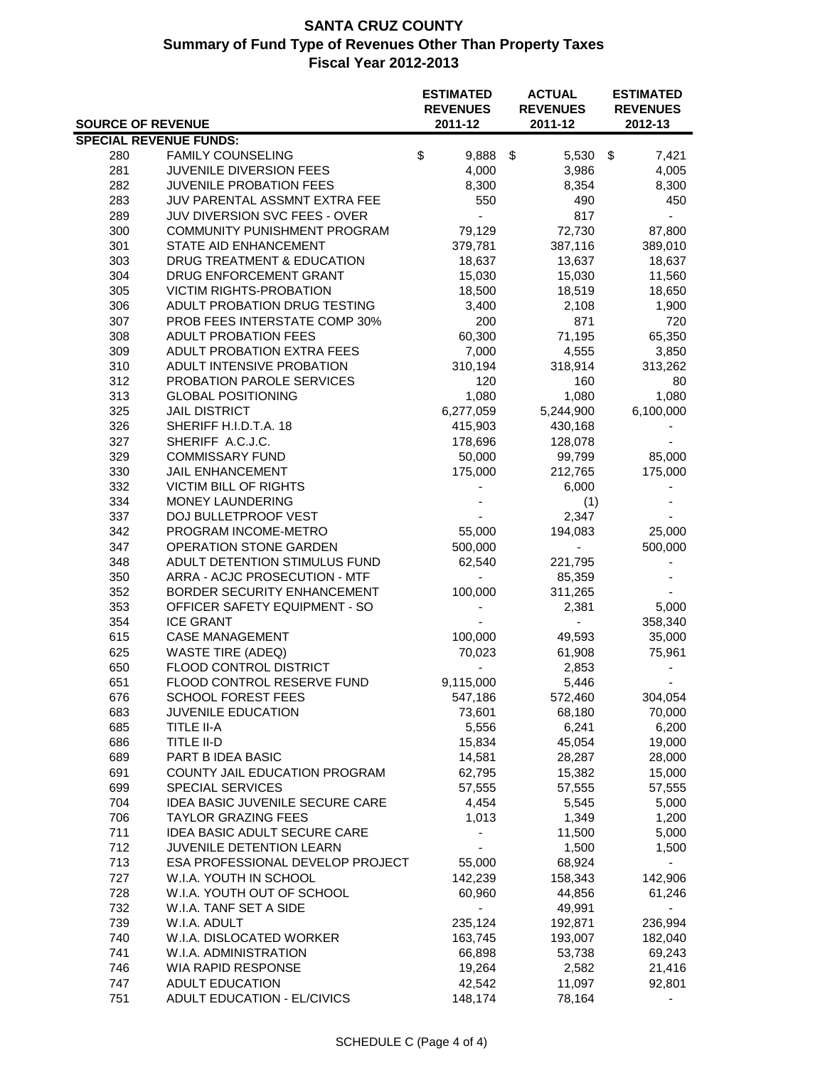# SANTA CRUZ COUNTY

## Summary of Fund Type of Revenues Other Than Property Taxes

## Fiscal Year 2012-2013

| SOURCE OF REVENUE | | ESTIMATED REVENUES 2011-12 | ACTUAL REVENUES 2011-12 | ESTIMATED REVENUES 2012-13 |
|---|---|---|---|---|
| **SPECIAL REVENUE FUNDS:** | | | | |
| 280 | FAMILY COUNSELING | $ 9,888 | $ 5,530 | $ 7,421 |
| 281 | JUVENILE DIVERSION FEES | 4,000 | 3,986 | 4,005 |
| 282 | JUVENILE PROBATION FEES | 8,300 | 8,354 | 8,300 |
| 283 | JUV PARENTAL ASSMNT EXTRA FEE | 550 | 490 | 450 |
| 289 | JUV DIVERSION SVC FEES - OVER | - | 817 | - |
| 300 | COMMUNITY PUNISHMENT PROGRAM | 79,129 | 72,730 | 87,800 |
| 301 | STATE AID ENHANCEMENT | 379,781 | 387,116 | 389,010 |
| 303 | DRUG TREATMENT & EDUCATION | 18,637 | 13,637 | 18,637 |
| 304 | DRUG ENFORCEMENT GRANT | 15,030 | 15,030 | 11,560 |
| 305 | VICTIM RIGHTS-PROBATION | 18,500 | 18,519 | 18,650 |
| 306 | ADULT PROBATION DRUG TESTING | 3,400 | 2,108 | 1,900 |
| 307 | PROB FEES INTERSTATE COMP 30% | 200 | 871 | 720 |
| 308 | ADULT PROBATION FEES | 60,300 | 71,195 | 65,350 |
| 309 | ADULT PROBATION EXTRA FEES | 7,000 | 4,555 | 3,850 |
| 310 | ADULT INTENSIVE PROBATION | 310,194 | 318,914 | 313,262 |
| 312 | PROBATION PAROLE SERVICES | 120 | 160 | 80 |
| 313 | GLOBAL POSITIONING | 1,080 | 1,080 | 1,080 |
| 325 | JAIL DISTRICT | 6,277,059 | 5,244,900 | 6,100,000 |
| 326 | SHERIFF H.I.D.T.A. 18 | 415,903 | 430,168 | - |
| 327 | SHERIFF A.C.J.C. | 178,696 | 128,078 | - |
| 329 | COMMISSARY FUND | 50,000 | 99,799 | 85,000 |
| 330 | JAIL ENHANCEMENT | 175,000 | 212,765 | 175,000 |
| 332 | VICTIM BILL OF RIGHTS | - | 6,000 | - |
| 334 | MONEY LAUNDERING | - | (1) | - |
| 337 | DOJ BULLETPROOF VEST | - | 2,347 | - |
| 342 | PROGRAM INCOME-METRO | 55,000 | 194,083 | 25,000 |
| 347 | OPERATION STONE GARDEN | 500,000 | - | 500,000 |
| 348 | ADULT DETENTION STIMULUS FUND | 62,540 | 221,795 | - |
| 350 | ARRA - ACJC PROSECUTION - MTF | - | 85,359 | - |
| 352 | BORDER SECURITY ENHANCEMENT | 100,000 | 311,265 | - |
| 353 | OFFICER SAFETY EQUIPMENT - SO | - | 2,381 | 5,000 |
| 354 | ICE GRANT | - | - | 358,340 |
| 615 | CASE MANAGEMENT | 100,000 | 49,593 | 35,000 |
| 625 | WASTE TIRE (ADEQ) | 70,023 | 61,908 | 75,961 |
| 650 | FLOOD CONTROL DISTRICT | - | 2,853 | - |
| 651 | FLOOD CONTROL RESERVE FUND | 9,115,000 | 5,446 | - |
| 676 | SCHOOL FOREST FEES | 547,186 | 572,460 | 304,054 |
| 683 | JUVENILE EDUCATION | 73,601 | 68,180 | 70,000 |
| 685 | TITLE II-A | 5,556 | 6,241 | 6,200 |
| 686 | TITLE II-D | 15,834 | 45,054 | 19,000 |
| 689 | PART B IDEA BASIC | 14,581 | 28,287 | 28,000 |
| 691 | COUNTY JAIL EDUCATION PROGRAM | 62,795 | 15,382 | 15,000 |
| 699 | SPECIAL SERVICES | 57,555 | 57,555 | 57,555 |
| 704 | IDEA BASIC JUVENILE SECURE CARE | 4,454 | 5,545 | 5,000 |
| 706 | TAYLOR GRAZING FEES | 1,013 | 1,349 | 1,200 |
| 711 | IDEA BASIC ADULT SECURE CARE | - | 11,500 | 5,000 |
| 712 | JUVENILE DETENTION LEARN | - | 1,500 | 1,500 |
| 713 | ESA PROFESSIONAL DEVELOP PROJECT | 55,000 | 68,924 | - |
| 727 | W.I.A. YOUTH IN SCHOOL | 142,239 | 158,343 | 142,906 |
| 728 | W.I.A. YOUTH OUT OF SCHOOL | 60,960 | 44,856 | 61,246 |
| 732 | W.I.A. TANF SET A SIDE | - | 49,991 | - |
| 739 | W.I.A. ADULT | 235,124 | 192,871 | 236,994 |
| 740 | W.I.A. DISLOCATED WORKER | 163,745 | 193,007 | 182,040 |
| 741 | W.I.A. ADMINISTRATION | 66,898 | 53,738 | 69,243 |
| 746 | WIA RAPID RESPONSE | 19,264 | 2,582 | 21,416 |
| 747 | ADULT EDUCATION | 42,542 | 11,097 | 92,801 |
| 751 | ADULT EDUCATION - EL/CIVICS | 148,174 | 78,164 | - |

SCHEDULE C (Page 4 of 4)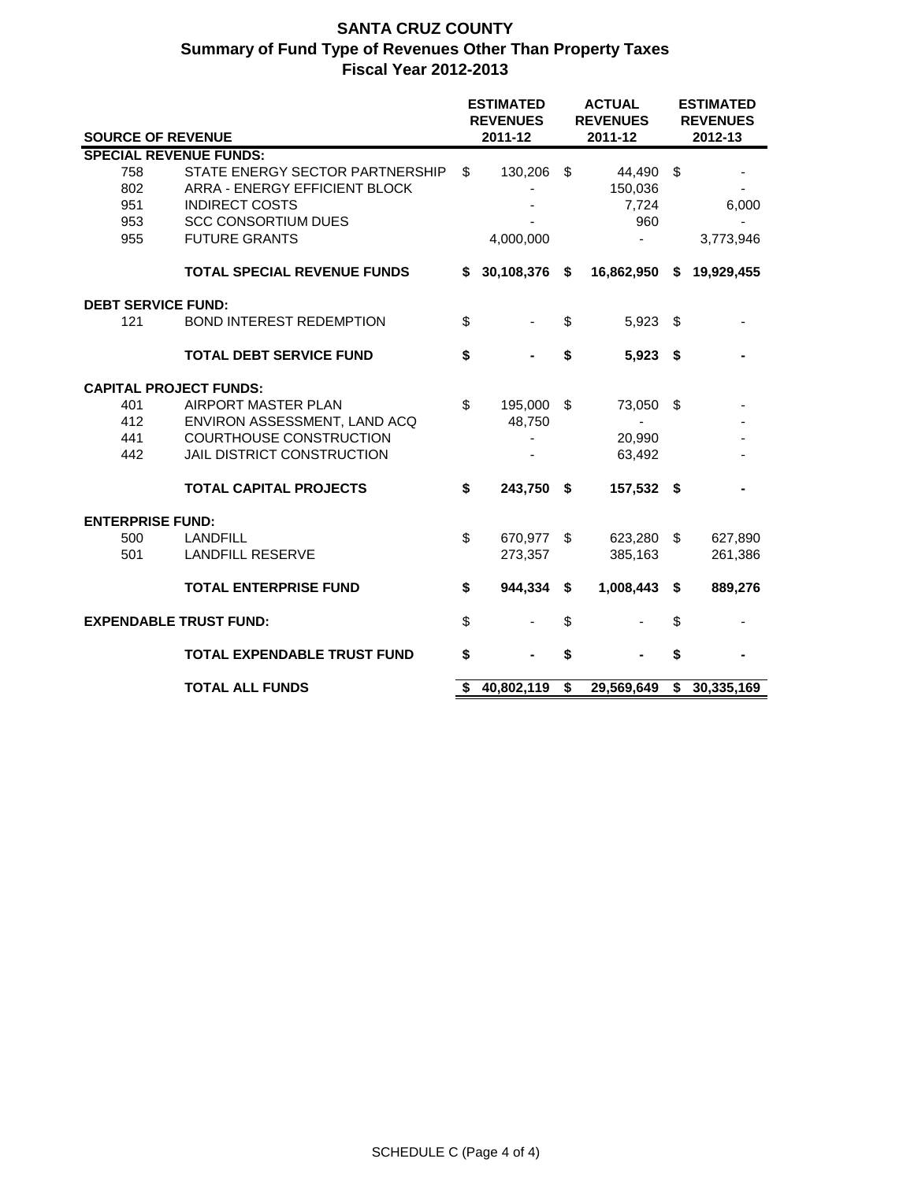# SANTA CRUZ COUNTY
## Summary of Fund Type of Revenues Other Than Property Taxes
## Fiscal Year 2012-2013

| SOURCE OF REVENUE | | ESTIMATED REVENUES 2011-12 | ACTUAL REVENUES 2011-12 | ESTIMATED REVENUES 2012-13 |
|---|---|---|---|---|
| **SPECIAL REVENUE FUNDS:** | | | | |
| 758 | STATE ENERGY SECTOR PARTNERSHIP | $ 130,206 | $ 44,490 | $ - |
| 802 | ARRA - ENERGY EFFICIENT BLOCK | - | 150,036 | - |
| 951 | INDIRECT COSTS | - | 7,724 | 6,000 |
| 953 | SCC CONSORTIUM DUES | - | 960 | - |
| 955 | FUTURE GRANTS | 4,000,000 | - | 3,773,946 |
| | **TOTAL SPECIAL REVENUE FUNDS** | **$ 30,108,376** | **$ 16,862,950** | **$ 19,929,455** |
| **DEBT SERVICE FUND:** | | | | |
| 121 | BOND INTEREST REDEMPTION | $ - | $ 5,923 | $ - |
| | **TOTAL DEBT SERVICE FUND** | **$ -** | **$ 5,923** | **$ -** |
| **CAPITAL PROJECT FUNDS:** | | | | |
| 401 | AIRPORT MASTER PLAN | $ 195,000 | $ 73,050 | $ - |
| 412 | ENVIRON ASSESSMENT, LAND ACQ | 48,750 | - | - |
| 441 | COURTHOUSE CONSTRUCTION | - | 20,990 | - |
| 442 | JAIL DISTRICT CONSTRUCTION | - | 63,492 | - |
| | **TOTAL CAPITAL PROJECTS** | **$ 243,750** | **$ 157,532** | **$ -** |
| **ENTERPRISE FUND:** | | | | |
| 500 | LANDFILL | $ 670,977 | $ 623,280 | $ 627,890 |
| 501 | LANDFILL RESERVE | 273,357 | 385,163 | 261,386 |
| | **TOTAL ENTERPRISE FUND** | **$ 944,334** | **$ 1,008,443** | **$ 889,276** |
| **EXPENDABLE TRUST FUND:** | | $ - | $ - | $ - |
| | **TOTAL EXPENDABLE TRUST FUND** | **$ -** | **$ -** | **$ -** |
| | **TOTAL ALL FUNDS** | **$ 40,802,119** | **$ 29,569,649** | **$ 30,335,169** |

SCHEDULE C (Page 4 of 4)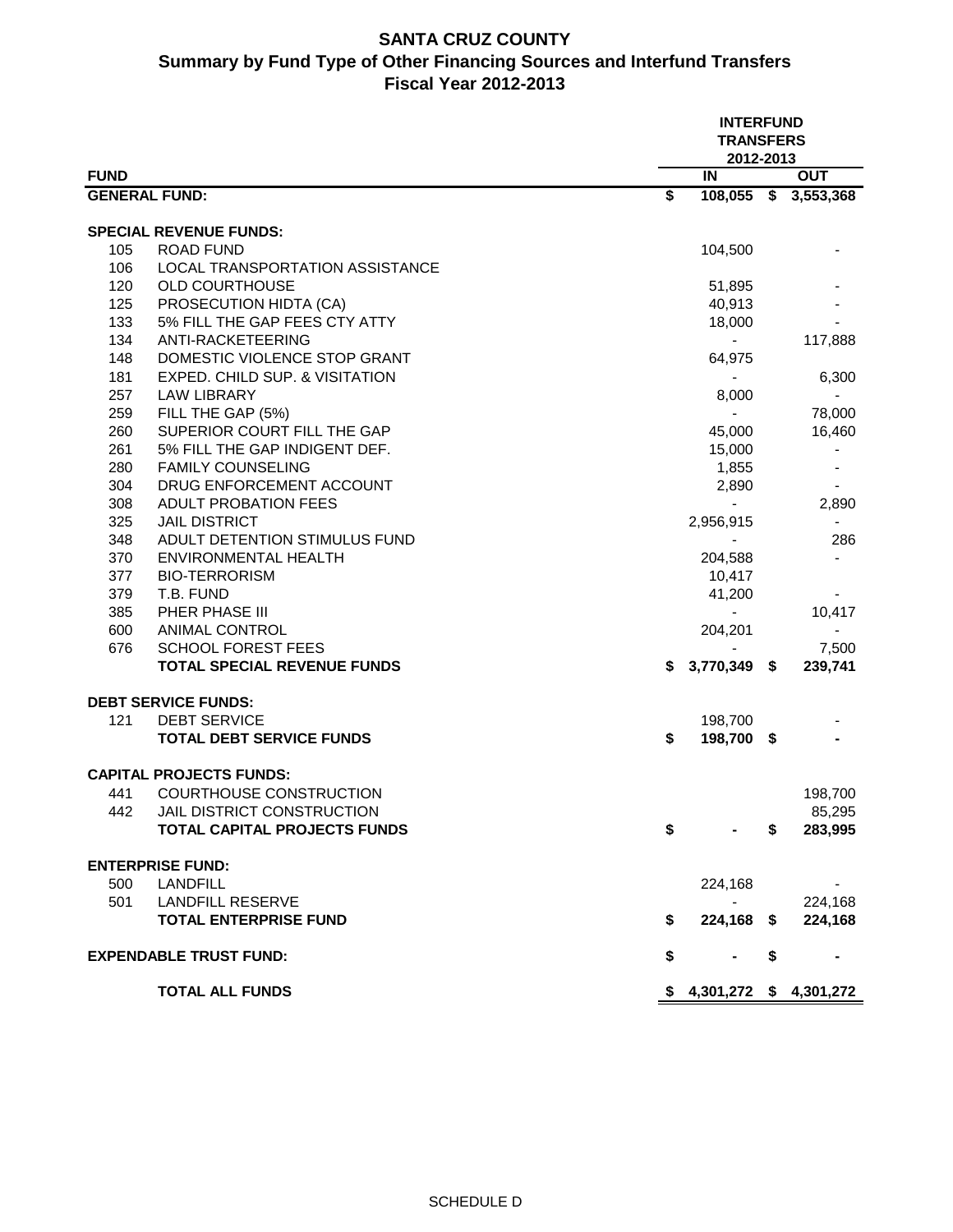# SANTA CRUZ COUNTY
## Summary by Fund Type of Other Financing Sources and Interfund Transfers
## Fiscal Year 2012-2013

| FUND | | INTERFUND TRANSFERS 2012-2013 IN | OUT |
|---|---|---|---|
| **GENERAL FUND:** | | **$ 108,055** | **$ 3,553,368** |
| **SPECIAL REVENUE FUNDS:** | | | |
| 105 | ROAD FUND | 104,500 | - |
| 106 | LOCAL TRANSPORTATION ASSISTANCE | | |
| 120 | OLD COURTHOUSE | 51,895 | - |
| 125 | PROSECUTION HIDTA (CA) | 40,913 | - |
| 133 | 5% FILL THE GAP FEES CTY ATTY | 18,000 | - |
| 134 | ANTI-RACKETEERING | - | 117,888 |
| 148 | DOMESTIC VIOLENCE STOP GRANT | 64,975 | |
| 181 | EXPED. CHILD SUP. & VISITATION | - | 6,300 |
| 257 | LAW LIBRARY | 8,000 | - |
| 259 | FILL THE GAP (5%) | - | 78,000 |
| 260 | SUPERIOR COURT FILL THE GAP | 45,000 | 16,460 |
| 261 | 5% FILL THE GAP INDIGENT DEF. | 15,000 | - |
| 280 | FAMILY COUNSELING | 1,855 | - |
| 304 | DRUG ENFORCEMENT ACCOUNT | 2,890 | - |
| 308 | ADULT PROBATION FEES | - | 2,890 |
| 325 | JAIL DISTRICT | 2,956,915 | - |
| 348 | ADULT DETENTION STIMULUS FUND | - | 286 |
| 370 | ENVIRONMENTAL HEALTH | 204,588 | - |
| 377 | BIO-TERRORISM | 10,417 | |
| 379 | T.B. FUND | 41,200 | - |
| 385 | PHER PHASE III | - | 10,417 |
| 600 | ANIMAL CONTROL | 204,201 | - |
| 676 | SCHOOL FOREST FEES | - | 7,500 |
| | **TOTAL SPECIAL REVENUE FUNDS** | **$ 3,770,349** | **$ 239,741** |
| **DEBT SERVICE FUNDS:** | | | |
| 121 | DEBT SERVICE | 198,700 | - |
| | **TOTAL DEBT SERVICE FUNDS** | **$ 198,700** | **$ -** |
| **CAPITAL PROJECTS FUNDS:** | | | |
| 441 | COURTHOUSE CONSTRUCTION | | 198,700 |
| 442 | JAIL DISTRICT CONSTRUCTION | | 85,295 |
| | **TOTAL CAPITAL PROJECTS FUNDS** | **$ -** | **$ 283,995** |
| **ENTERPRISE FUND:** | | | |
| 500 | LANDFILL | 224,168 | - |
| 501 | LANDFILL RESERVE | - | 224,168 |
| | **TOTAL ENTERPRISE FUND** | **$ 224,168** | **$ 224,168** |
| **EXPENDABLE TRUST FUND:** | | **$ -** | **$ -** |
| | **TOTAL ALL FUNDS** | **$ 4,301,272** | **$ 4,301,272** |

SCHEDULE D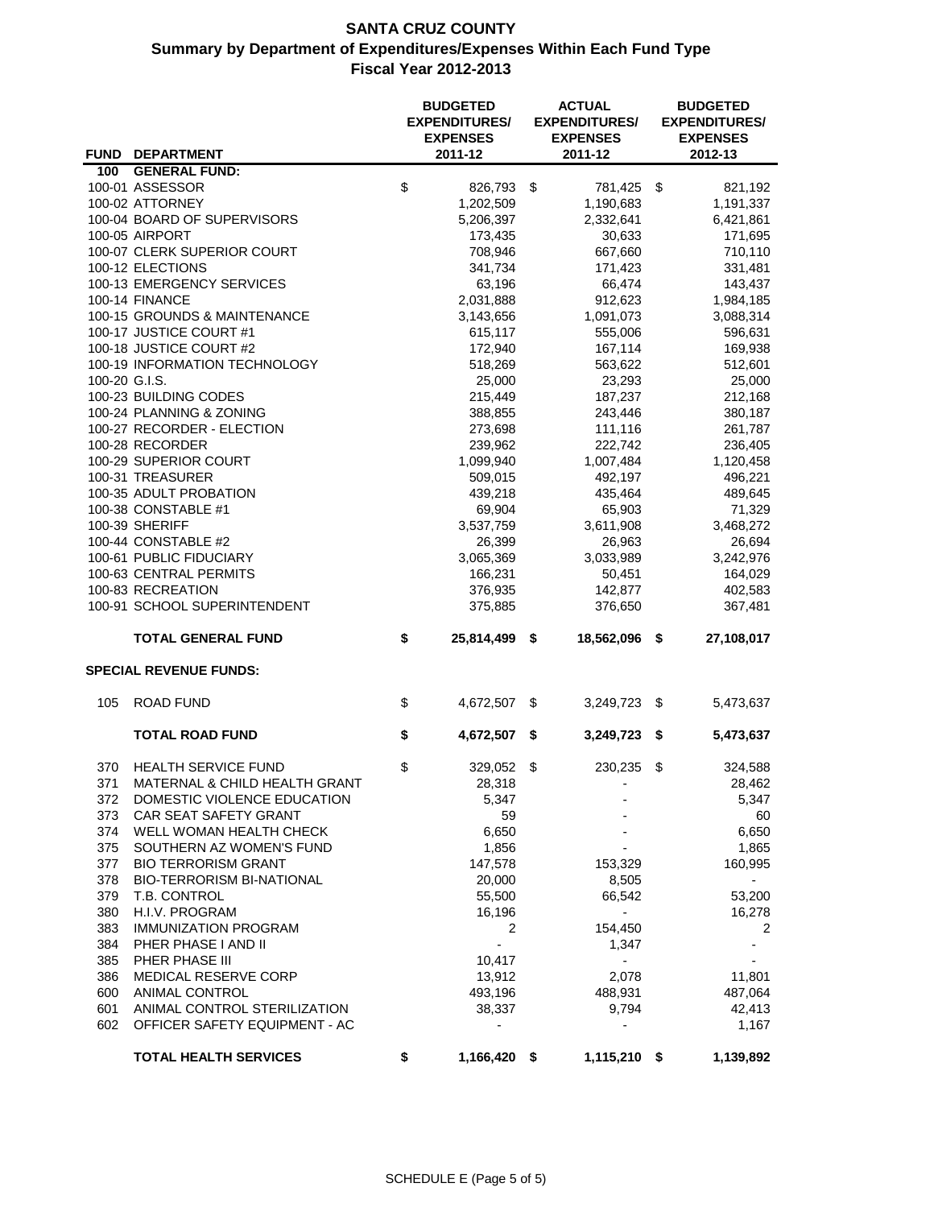# SANTA CRUZ COUNTY

## Summary by Department of Expenditures/Expenses Within Each Fund Type

### Fiscal Year 2012-2013

| FUND | DEPARTMENT | BUDGETED EXPENDITURES/ EXPENSES 2011-12 | ACTUAL EXPENDITURES/ EXPENSES 2011-12 | BUDGETED EXPENDITURES/ EXPENSES 2012-13 |
|---|---|---|---|---|
| **100** | **GENERAL FUND:** | | | |
| 100-01 | ASSESSOR | $ 826,793 | $ 781,425 | $ 821,192 |
| 100-02 | ATTORNEY | 1,202,509 | 1,190,683 | 1,191,337 |
| 100-04 | BOARD OF SUPERVISORS | 5,206,397 | 2,332,641 | 6,421,861 |
| 100-05 | AIRPORT | 173,435 | 30,633 | 171,695 |
| 100-07 | CLERK SUPERIOR COURT | 708,946 | 667,660 | 710,110 |
| 100-12 | ELECTIONS | 341,734 | 171,423 | 331,481 |
| 100-13 | EMERGENCY SERVICES | 63,196 | 66,474 | 143,437 |
| 100-14 | FINANCE | 2,031,888 | 912,623 | 1,984,185 |
| 100-15 | GROUNDS & MAINTENANCE | 3,143,656 | 1,091,073 | 3,088,314 |
| 100-17 | JUSTICE COURT #1 | 615,117 | 555,006 | 596,631 |
| 100-18 | JUSTICE COURT #2 | 172,940 | 167,114 | 169,938 |
| 100-19 | INFORMATION TECHNOLOGY | 518,269 | 563,622 | 512,601 |
| 100-20 | G.I.S. | 25,000 | 23,293 | 25,000 |
| 100-23 | BUILDING CODES | 215,449 | 187,237 | 212,168 |
| 100-24 | PLANNING & ZONING | 388,855 | 243,446 | 380,187 |
| 100-27 | RECORDER - ELECTION | 273,698 | 111,116 | 261,787 |
| 100-28 | RECORDER | 239,962 | 222,742 | 236,405 |
| 100-29 | SUPERIOR COURT | 1,099,940 | 1,007,484 | 1,120,458 |
| 100-31 | TREASURER | 509,015 | 492,197 | 496,221 |
| 100-35 | ADULT PROBATION | 439,218 | 435,464 | 489,645 |
| 100-38 | CONSTABLE #1 | 69,904 | 65,903 | 71,329 |
| 100-39 | SHERIFF | 3,537,759 | 3,611,908 | 3,468,272 |
| 100-44 | CONSTABLE #2 | 26,399 | 26,963 | 26,694 |
| 100-61 | PUBLIC FIDUCIARY | 3,065,369 | 3,033,989 | 3,242,976 |
| 100-63 | CENTRAL PERMITS | 166,231 | 50,451 | 164,029 |
| 100-83 | RECREATION | 376,935 | 142,877 | 402,583 |
| 100-91 | SCHOOL SUPERINTENDENT | 375,885 | 376,650 | 367,481 |
| | **TOTAL GENERAL FUND** | **$ 25,814,499** | **$ 18,562,096** | **$ 27,108,017** |
| | **SPECIAL REVENUE FUNDS:** | | | |
| 105 | ROAD FUND | $ 4,672,507 | $ 3,249,723 | $ 5,473,637 |
| | **TOTAL ROAD FUND** | **$ 4,672,507** | **$ 3,249,723** | **$ 5,473,637** |
| 370 | HEALTH SERVICE FUND | $ 329,052 | $ 230,235 | $ 324,588 |
| 371 | MATERNAL & CHILD HEALTH GRANT | 28,318 | - | 28,462 |
| 372 | DOMESTIC VIOLENCE EDUCATION | 5,347 | - | 5,347 |
| 373 | CAR SEAT SAFETY GRANT | 59 | - | 60 |
| 374 | WELL WOMAN HEALTH CHECK | 6,650 | - | 6,650 |
| 375 | SOUTHERN AZ WOMEN'S FUND | 1,856 | - | 1,865 |
| 377 | BIO TERRORISM GRANT | 147,578 | 153,329 | 160,995 |
| 378 | BIO-TERRORISM BI-NATIONAL | 20,000 | 8,505 | - |
| 379 | T.B. CONTROL | 55,500 | 66,542 | 53,200 |
| 380 | H.I.V. PROGRAM | 16,196 | - | 16,278 |
| 383 | IMMUNIZATION PROGRAM | 2 | 154,450 | 2 |
| 384 | PHER PHASE I AND II | - | 1,347 | - |
| 385 | PHER PHASE III | 10,417 | - | - |
| 386 | MEDICAL RESERVE CORP | 13,912 | 2,078 | 11,801 |
| 600 | ANIMAL CONTROL | 493,196 | 488,931 | 487,064 |
| 601 | ANIMAL CONTROL STERILIZATION | 38,337 | 9,794 | 42,413 |
| 602 | OFFICER SAFETY EQUIPMENT - AC | - | - | 1,167 |
| | **TOTAL HEALTH SERVICES** | **$ 1,166,420** | **$ 1,115,210** | **$ 1,139,892** |

SCHEDULE E (Page 5 of 5)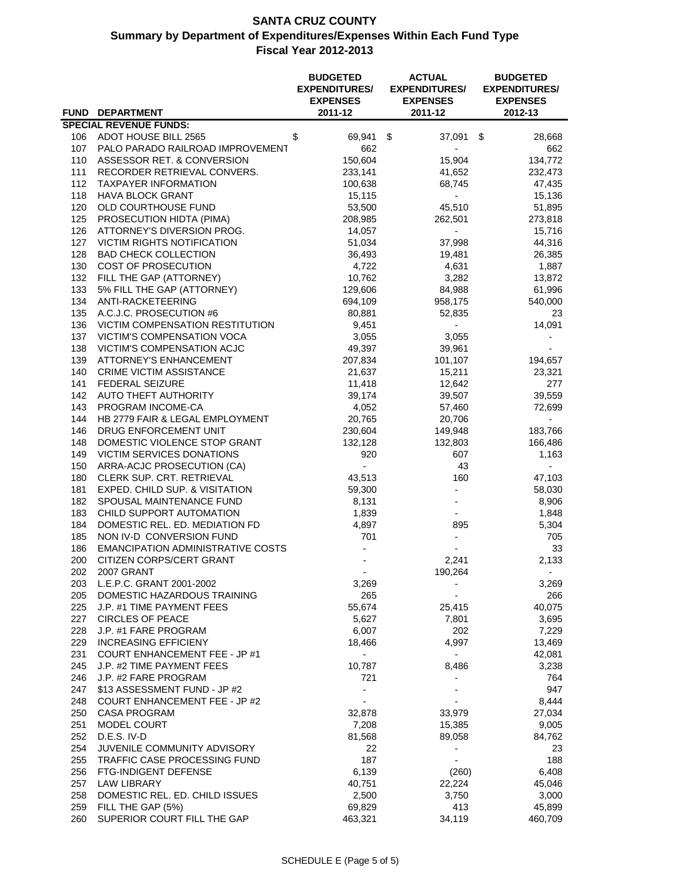# SANTA CRUZ COUNTY
## Summary by Department of Expenditures/Expenses Within Each Fund Type
## Fiscal Year 2012-2013

| FUND | DEPARTMENT | BUDGETED EXPENDITURES/ EXPENSES 2011-12 | ACTUAL EXPENDITURES/ EXPENSES 2011-12 | BUDGETED EXPENDITURES/ EXPENSES 2012-13 |
|---|---|---|---|---|
| **SPECIAL REVENUE FUNDS:** | | | | |
| 106 | ADOT HOUSE BILL 2565 | $ 69,941 | $ 37,091 | $ 28,668 |
| 107 | PALO PARADO RAILROAD IMPROVEMENT | 662 | - | 662 |
| 110 | ASSESSOR RET. & CONVERSION | 150,604 | 15,904 | 134,772 |
| 111 | RECORDER RETRIEVAL CONVERS. | 233,141 | 41,652 | 232,473 |
| 112 | TAXPAYER INFORMATION | 100,638 | 68,745 | 47,435 |
| 118 | HAVA BLOCK GRANT | 15,115 | - | 15,136 |
| 120 | OLD COURTHOUSE FUND | 53,500 | 45,510 | 51,895 |
| 125 | PROSECUTION HIDTA (PIMA) | 208,985 | 262,501 | 273,818 |
| 126 | ATTORNEY'S DIVERSION PROG. | 14,057 | - | 15,716 |
| 127 | VICTIM RIGHTS NOTIFICATION | 51,034 | 37,998 | 44,316 |
| 128 | BAD CHECK COLLECTION | 36,493 | 19,481 | 26,385 |
| 130 | COST OF PROSECUTION | 4,722 | 4,631 | 1,887 |
| 132 | FILL THE GAP (ATTORNEY) | 10,762 | 3,282 | 13,872 |
| 133 | 5% FILL THE GAP (ATTORNEY) | 129,606 | 84,988 | 61,996 |
| 134 | ANTI-RACKETEERING | 694,109 | 958,175 | 540,000 |
| 135 | A.C.J.C. PROSECUTION #6 | 80,881 | 52,835 | 23 |
| 136 | VICTIM COMPENSATION RESTITUTION | 9,451 | - | 14,091 |
| 137 | VICTIM'S COMPENSATION VOCA | 3,055 | 3,055 | - |
| 138 | VICTIM'S COMPENSATION ACJC | 49,397 | 39,961 | - |
| 139 | ATTORNEY'S ENHANCEMENT | 207,834 | 101,107 | 194,657 |
| 140 | CRIME VICTIM ASSISTANCE | 21,637 | 15,211 | 23,321 |
| 141 | FEDERAL SEIZURE | 11,418 | 12,642 | 277 |
| 142 | AUTO THEFT AUTHORITY | 39,174 | 39,507 | 39,559 |
| 143 | PROGRAM INCOME-CA | 4,052 | 57,460 | 72,699 |
| 144 | HB 2779 FAIR & LEGAL EMPLOYMENT | 20,765 | 20,706 | - |
| 146 | DRUG ENFORCEMENT UNIT | 230,604 | 149,948 | 183,766 |
| 148 | DOMESTIC VIOLENCE STOP GRANT | 132,128 | 132,803 | 166,486 |
| 149 | VICTIM SERVICES DONATIONS | 920 | 607 | 1,163 |
| 150 | ARRA-ACJC PROSECUTION (CA) | - | 43 | - |
| 180 | CLERK SUP. CRT. RETRIEVAL | 43,513 | 160 | 47,103 |
| 181 | EXPED. CHILD SUP. & VISITATION | 59,300 | - | 58,030 |
| 182 | SPOUSAL MAINTENANCE FUND | 8,131 | - | 8,906 |
| 183 | CHILD SUPPORT AUTOMATION | 1,839 | - | 1,848 |
| 184 | DOMESTIC REL. ED. MEDIATION FD | 4,897 | 895 | 5,304 |
| 185 | NON IV-D CONVERSION FUND | 701 | - | 705 |
| 186 | EMANCIPATION ADMINISTRATIVE COSTS | - | - | 33 |
| 200 | CITIZEN CORPS/CERT GRANT | - | 2,241 | 2,133 |
| 202 | 2007 GRANT | - | 190,264 | - |
| 203 | L.E.P.C. GRANT 2001-2002 | 3,269 | - | 3,269 |
| 205 | DOMESTIC HAZARDOUS TRAINING | 265 | - | 266 |
| 225 | J.P. #1 TIME PAYMENT FEES | 55,674 | 25,415 | 40,075 |
| 227 | CIRCLES OF PEACE | 5,627 | 7,801 | 3,695 |
| 228 | J.P. #1 FARE PROGRAM | 6,007 | 202 | 7,229 |
| 229 | INCREASING EFFICIENY | 18,466 | 4,997 | 13,469 |
| 231 | COURT ENHANCEMENT FEE - JP #1 | - | - | 42,081 |
| 245 | J.P. #2 TIME PAYMENT FEES | 10,787 | 8,486 | 3,238 |
| 246 | J.P. #2 FARE PROGRAM | 721 | - | 764 |
| 247 | $13 ASSESSMENT FUND - JP #2 | - | - | 947 |
| 248 | COURT ENHANCEMENT FEE - JP #2 | - | - | 8,444 |
| 250 | CASA PROGRAM | 32,878 | 33,979 | 27,034 |
| 251 | MODEL COURT | 7,208 | 15,385 | 9,005 |
| 252 | D.E.S. IV-D | 81,568 | 89,058 | 84,762 |
| 254 | JUVENILE COMMUNITY ADVISORY | 22 | - | 23 |
| 255 | TRAFFIC CASE PROCESSING FUND | 187 | - | 188 |
| 256 | FTG-INDIGENT DEFENSE | 6,139 | (260) | 6,408 |
| 257 | LAW LIBRARY | 40,751 | 22,224 | 45,046 |
| 258 | DOMESTIC REL. ED. CHILD ISSUES | 2,500 | 3,750 | 3,000 |
| 259 | FILL THE GAP (5%) | 69,829 | 413 | 45,899 |
| 260 | SUPERIOR COURT FILL THE GAP | 463,321 | 34,119 | 460,709 |

SCHEDULE E (Page 5 of 5)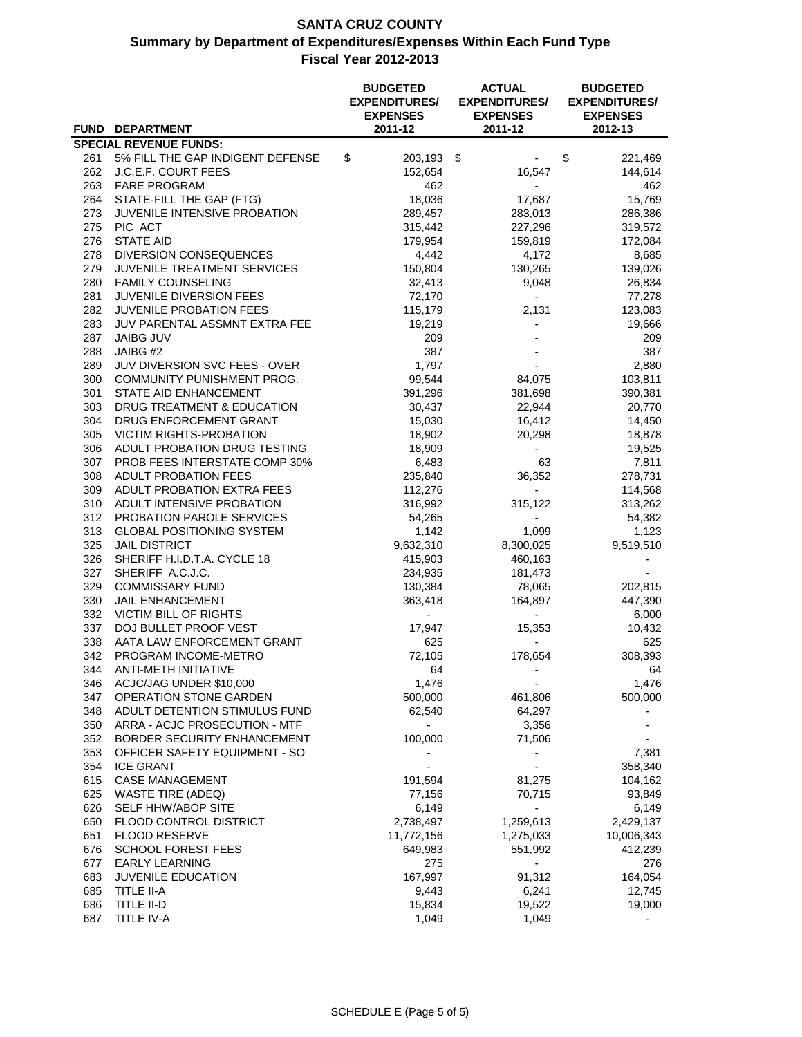# SANTA CRUZ COUNTY
## Summary by Department of Expenditures/Expenses Within Each Fund Type
## Fiscal Year 2012-2013

| FUND | DEPARTMENT | BUDGETED EXPENDITURES/ EXPENSES 2011-12 | ACTUAL EXPENDITURES/ EXPENSES 2011-12 | BUDGETED EXPENDITURES/ EXPENSES 2012-13 |
|---|---|---|---|---|
| **SPECIAL REVENUE FUNDS:** | | | | |
| 261 | 5% FILL THE GAP INDIGENT DEFENSE | $ 203,193 | $ - | $ 221,469 |
| 262 | J.C.E.F. COURT FEES | 152,654 | 16,547 | 144,614 |
| 263 | FARE PROGRAM | 462 | - | 462 |
| 264 | STATE-FILL THE GAP (FTG) | 18,036 | 17,687 | 15,769 |
| 273 | JUVENILE INTENSIVE PROBATION | 289,457 | 283,013 | 286,386 |
| 275 | PIC ACT | 315,442 | 227,296 | 319,572 |
| 276 | STATE AID | 179,954 | 159,819 | 172,084 |
| 278 | DIVERSION CONSEQUENCES | 4,442 | 4,172 | 8,685 |
| 279 | JUVENILE TREATMENT SERVICES | 150,804 | 130,265 | 139,026 |
| 280 | FAMILY COUNSELING | 32,413 | 9,048 | 26,834 |
| 281 | JUVENILE DIVERSION FEES | 72,170 | - | 77,278 |
| 282 | JUVENILE PROBATION FEES | 115,179 | 2,131 | 123,083 |
| 283 | JUV PARENTAL ASSMNT EXTRA FEE | 19,219 | - | 19,666 |
| 287 | JAIBG JUV | 209 | - | 209 |
| 288 | JAIBG #2 | 387 | - | 387 |
| 289 | JUV DIVERSION SVC FEES - OVER | 1,797 | - | 2,880 |
| 300 | COMMUNITY PUNISHMENT PROG. | 99,544 | 84,075 | 103,811 |
| 301 | STATE AID ENHANCEMENT | 391,296 | 381,698 | 390,381 |
| 303 | DRUG TREATMENT & EDUCATION | 30,437 | 22,944 | 20,770 |
| 304 | DRUG ENFORCEMENT GRANT | 15,030 | 16,412 | 14,450 |
| 305 | VICTIM RIGHTS-PROBATION | 18,902 | 20,298 | 18,878 |
| 306 | ADULT PROBATION DRUG TESTING | 18,909 | - | 19,525 |
| 307 | PROB FEES INTERSTATE COMP 30% | 6,483 | 63 | 7,811 |
| 308 | ADULT PROBATION FEES | 235,840 | 36,352 | 278,731 |
| 309 | ADULT PROBATION EXTRA FEES | 112,276 | - | 114,568 |
| 310 | ADULT INTENSIVE PROBATION | 316,992 | 315,122 | 313,262 |
| 312 | PROBATION PAROLE SERVICES | 54,265 | - | 54,382 |
| 313 | GLOBAL POSITIONING SYSTEM | 1,142 | 1,099 | 1,123 |
| 325 | JAIL DISTRICT | 9,632,310 | 8,300,025 | 9,519,510 |
| 326 | SHERIFF H.I.D.T.A. CYCLE 18 | 415,903 | 460,163 | - |
| 327 | SHERIFF A.C.J.C. | 234,935 | 181,473 | - |
| 329 | COMMISSARY FUND | 130,384 | 78,065 | 202,815 |
| 330 | JAIL ENHANCEMENT | 363,418 | 164,897 | 447,390 |
| 332 | VICTIM BILL OF RIGHTS | - | - | 6,000 |
| 337 | DOJ BULLET PROOF VEST | 17,947 | 15,353 | 10,432 |
| 338 | AATA LAW ENFORCEMENT GRANT | 625 | - | 625 |
| 342 | PROGRAM INCOME-METRO | 72,105 | 178,654 | 308,393 |
| 344 | ANTI-METH INITIATIVE | 64 | - | 64 |
| 346 | ACJC/JAG UNDER $10,000 | 1,476 | - | 1,476 |
| 347 | OPERATION STONE GARDEN | 500,000 | 461,806 | 500,000 |
| 348 | ADULT DETENTION STIMULUS FUND | 62,540 | 64,297 | - |
| 350 | ARRA - ACJC PROSECUTION - MTF | - | 3,356 | - |
| 352 | BORDER SECURITY ENHANCEMENT | 100,000 | 71,506 | - |
| 353 | OFFICER SAFETY EQUIPMENT - SO | - | - | 7,381 |
| 354 | ICE GRANT | - | - | 358,340 |
| 615 | CASE MANAGEMENT | 191,594 | 81,275 | 104,162 |
| 625 | WASTE TIRE (ADEQ) | 77,156 | 70,715 | 93,849 |
| 626 | SELF HHW/ABOP SITE | 6,149 | - | 6,149 |
| 650 | FLOOD CONTROL DISTRICT | 2,738,497 | 1,259,613 | 2,429,137 |
| 651 | FLOOD RESERVE | 11,772,156 | 1,275,033 | 10,006,343 |
| 676 | SCHOOL FOREST FEES | 649,983 | 551,992 | 412,239 |
| 677 | EARLY LEARNING | 275 | - | 276 |
| 683 | JUVENILE EDUCATION | 167,997 | 91,312 | 164,054 |
| 685 | TITLE II-A | 9,443 | 6,241 | 12,745 |
| 686 | TITLE II-D | 15,834 | 19,522 | 19,000 |
| 687 | TITLE IV-A | 1,049 | 1,049 | - |

SCHEDULE E (Page 5 of 5)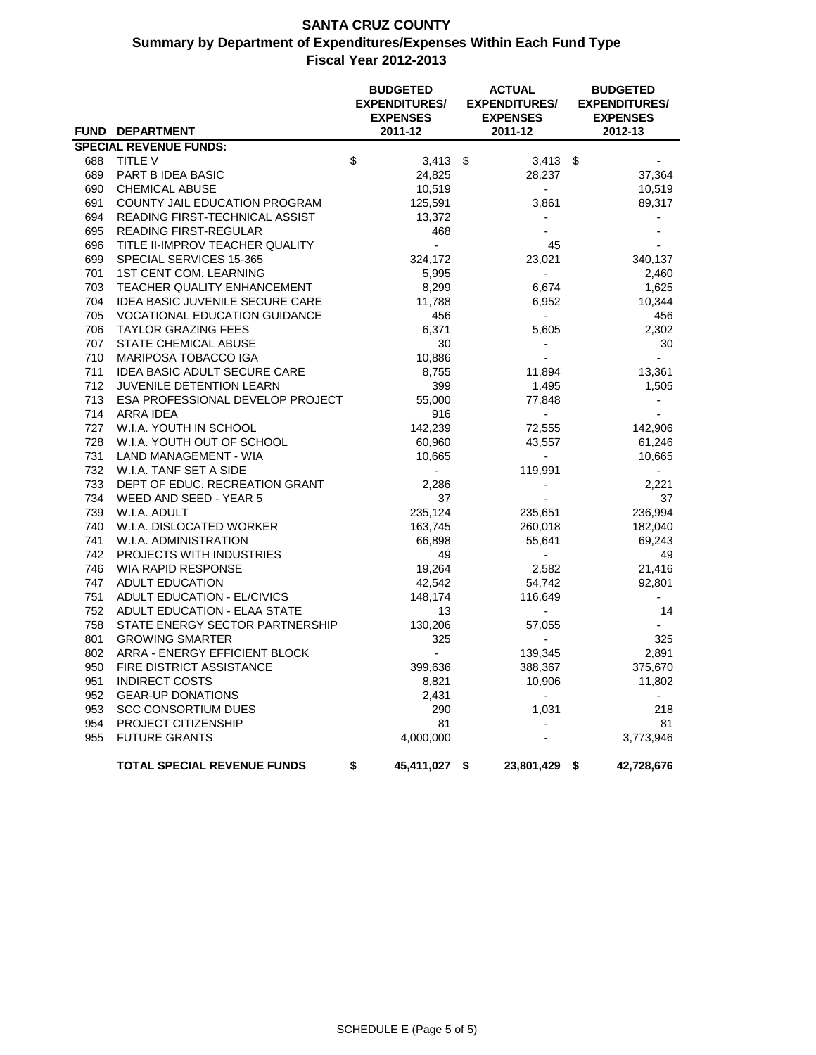# SANTA CRUZ COUNTY

## Summary by Department of Expenditures/Expenses Within Each Fund Type

## Fiscal Year 2012-2013

| FUND | DEPARTMENT | BUDGETED EXPENDITURES/ EXPENSES 2011-12 | ACTUAL EXPENDITURES/ EXPENSES 2011-12 | BUDGETED EXPENDITURES/ EXPENSES 2012-13 |
|---|---|---|---|---|
| **SPECIAL REVENUE FUNDS:** | | | | |
| 688 | TITLE V | $ 3,413 | $ 3,413 | $ - |
| 689 | PART B IDEA BASIC | 24,825 | 28,237 | 37,364 |
| 690 | CHEMICAL ABUSE | 10,519 | - | 10,519 |
| 691 | COUNTY JAIL EDUCATION PROGRAM | 125,591 | 3,861 | 89,317 |
| 694 | READING FIRST-TECHNICAL ASSIST | 13,372 | - | - |
| 695 | READING FIRST-REGULAR | 468 | - | - |
| 696 | TITLE II-IMPROV TEACHER QUALITY | - | 45 | - |
| 699 | SPECIAL SERVICES 15-365 | 324,172 | 23,021 | 340,137 |
| 701 | 1ST CENT COM. LEARNING | 5,995 | - | 2,460 |
| 703 | TEACHER QUALITY ENHANCEMENT | 8,299 | 6,674 | 1,625 |
| 704 | IDEA BASIC JUVENILE SECURE CARE | 11,788 | 6,952 | 10,344 |
| 705 | VOCATIONAL EDUCATION GUIDANCE | 456 | - | 456 |
| 706 | TAYLOR GRAZING FEES | 6,371 | 5,605 | 2,302 |
| 707 | STATE CHEMICAL ABUSE | 30 | - | 30 |
| 710 | MARIPOSA TOBACCO IGA | 10,886 | - | - |
| 711 | IDEA BASIC ADULT SECURE CARE | 8,755 | 11,894 | 13,361 |
| 712 | JUVENILE DETENTION LEARN | 399 | 1,495 | 1,505 |
| 713 | ESA PROFESSIONAL DEVELOP PROJECT | 55,000 | 77,848 | - |
| 714 | ARRA IDEA | 916 | - | - |
| 727 | W.I.A. YOUTH IN SCHOOL | 142,239 | 72,555 | 142,906 |
| 728 | W.I.A. YOUTH OUT OF SCHOOL | 60,960 | 43,557 | 61,246 |
| 731 | LAND MANAGEMENT - WIA | 10,665 | - | 10,665 |
| 732 | W.I.A. TANF SET A SIDE | - | 119,991 | - |
| 733 | DEPT OF EDUC. RECREATION GRANT | 2,286 | - | 2,221 |
| 734 | WEED AND SEED - YEAR 5 | 37 | - | 37 |
| 739 | W.I.A. ADULT | 235,124 | 235,651 | 236,994 |
| 740 | W.I.A. DISLOCATED WORKER | 163,745 | 260,018 | 182,040 |
| 741 | W.I.A. ADMINISTRATION | 66,898 | 55,641 | 69,243 |
| 742 | PROJECTS WITH INDUSTRIES | 49 | - | 49 |
| 746 | WIA RAPID RESPONSE | 19,264 | 2,582 | 21,416 |
| 747 | ADULT EDUCATION | 42,542 | 54,742 | 92,801 |
| 751 | ADULT EDUCATION - EL/CIVICS | 148,174 | 116,649 | - |
| 752 | ADULT EDUCATION - ELAA STATE | 13 | - | 14 |
| 758 | STATE ENERGY SECTOR PARTNERSHIP | 130,206 | 57,055 | - |
| 801 | GROWING SMARTER | 325 | - | 325 |
| 802 | ARRA - ENERGY EFFICIENT BLOCK | - | 139,345 | 2,891 |
| 950 | FIRE DISTRICT ASSISTANCE | 399,636 | 388,367 | 375,670 |
| 951 | INDIRECT COSTS | 8,821 | 10,906 | 11,802 |
| 952 | GEAR-UP DONATIONS | 2,431 | - | - |
| 953 | SCC CONSORTIUM DUES | 290 | 1,031 | 218 |
| 954 | PROJECT CITIZENSHIP | 81 | - | 81 |
| 955 | FUTURE GRANTS | 4,000,000 | - | 3,773,946 |
| | **TOTAL SPECIAL REVENUE FUNDS** | **$ 45,411,027** | **$ 23,801,429** | **$ 42,728,676** |

SCHEDULE E (Page 5 of 5)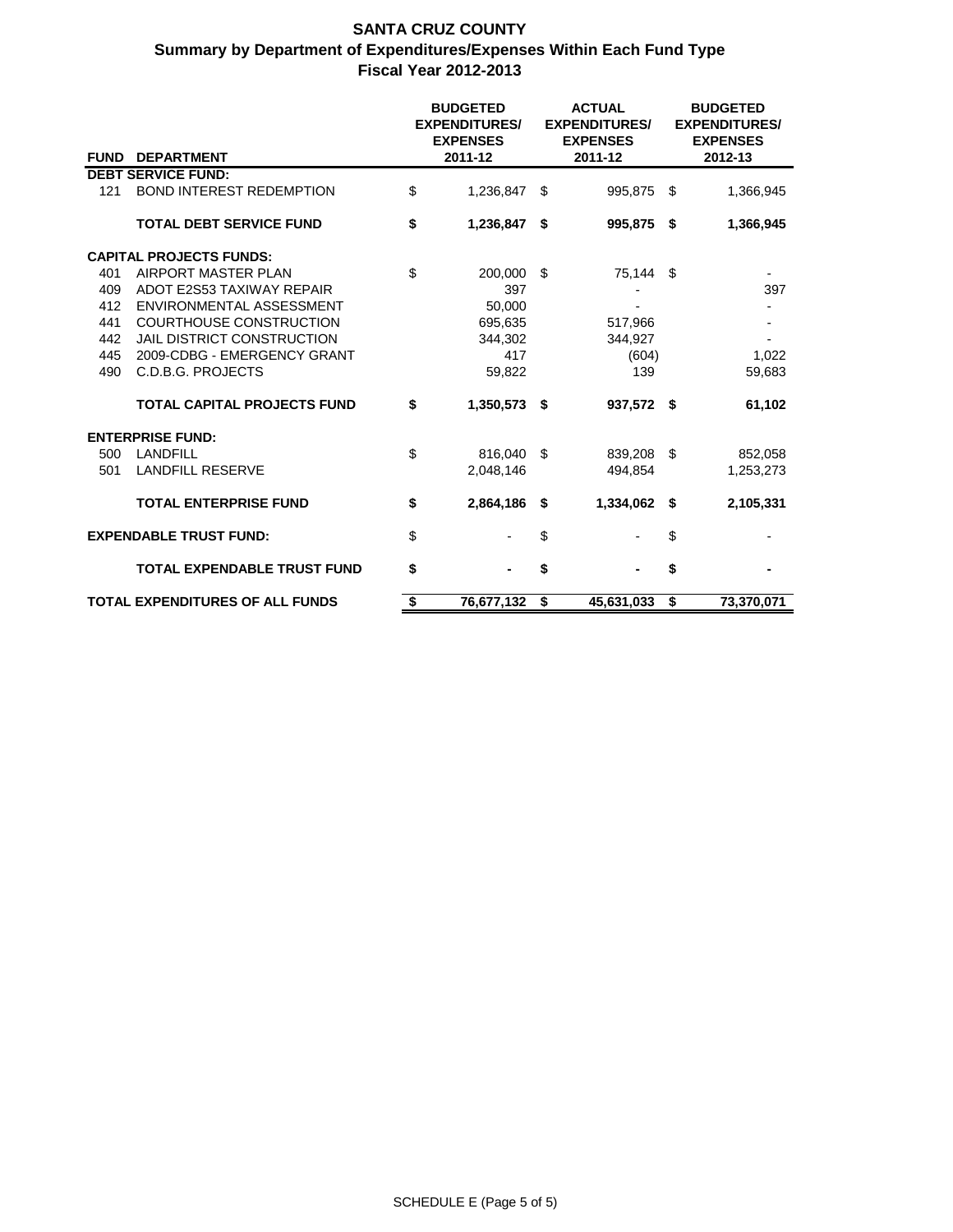# SANTA CRUZ COUNTY

## Summary by Department of Expenditures/Expenses Within Each Fund Type

### Fiscal Year 2012-2013

| FUND | DEPARTMENT | BUDGETED EXPENDITURES/ EXPENSES 2011-12 | ACTUAL EXPENDITURES/ EXPENSES 2011-12 | BUDGETED EXPENDITURES/ EXPENSES 2012-13 |
|---|---|---|---|---|
| **DEBT SERVICE FUND:** | | | | |
| 121 | BOND INTEREST REDEMPTION | $ 1,236,847 | $ 995,875 | $ 1,366,945 |
| | **TOTAL DEBT SERVICE FUND** | **$ 1,236,847** | **$ 995,875** | **$ 1,366,945** |
| **CAPITAL PROJECTS FUNDS:** | | | | |
| 401 | AIRPORT MASTER PLAN | $ 200,000 | $ 75,144 | $ - |
| 409 | ADOT E2S53 TAXIWAY REPAIR | 397 | - | 397 |
| 412 | ENVIRONMENTAL ASSESSMENT | 50,000 | - | - |
| 441 | COURTHOUSE CONSTRUCTION | 695,635 | 517,966 | - |
| 442 | JAIL DISTRICT CONSTRUCTION | 344,302 | 344,927 | - |
| 445 | 2009-CDBG - EMERGENCY GRANT | 417 | (604) | 1,022 |
| 490 | C.D.B.G. PROJECTS | 59,822 | 139 | 59,683 |
| | **TOTAL CAPITAL PROJECTS FUND** | **$ 1,350,573** | **$ 937,572** | **$ 61,102** |
| **ENTERPRISE FUND:** | | | | |
| 500 | LANDFILL | $ 816,040 | $ 839,208 | $ 852,058 |
| 501 | LANDFILL RESERVE | 2,048,146 | 494,854 | 1,253,273 |
| | **TOTAL ENTERPRISE FUND** | **$ 2,864,186** | **$ 1,334,062** | **$ 2,105,331** |
| **EXPENDABLE TRUST FUND:** | | $ - | $ - | $ - |
| | **TOTAL EXPENDABLE TRUST FUND** | **$ -** | **$ -** | **$ -** |
| **TOTAL EXPENDITURES OF ALL FUNDS** | | **$ 76,677,132** | **$ 45,631,033** | **$ 73,370,071** |

SCHEDULE E (Page 5 of 5)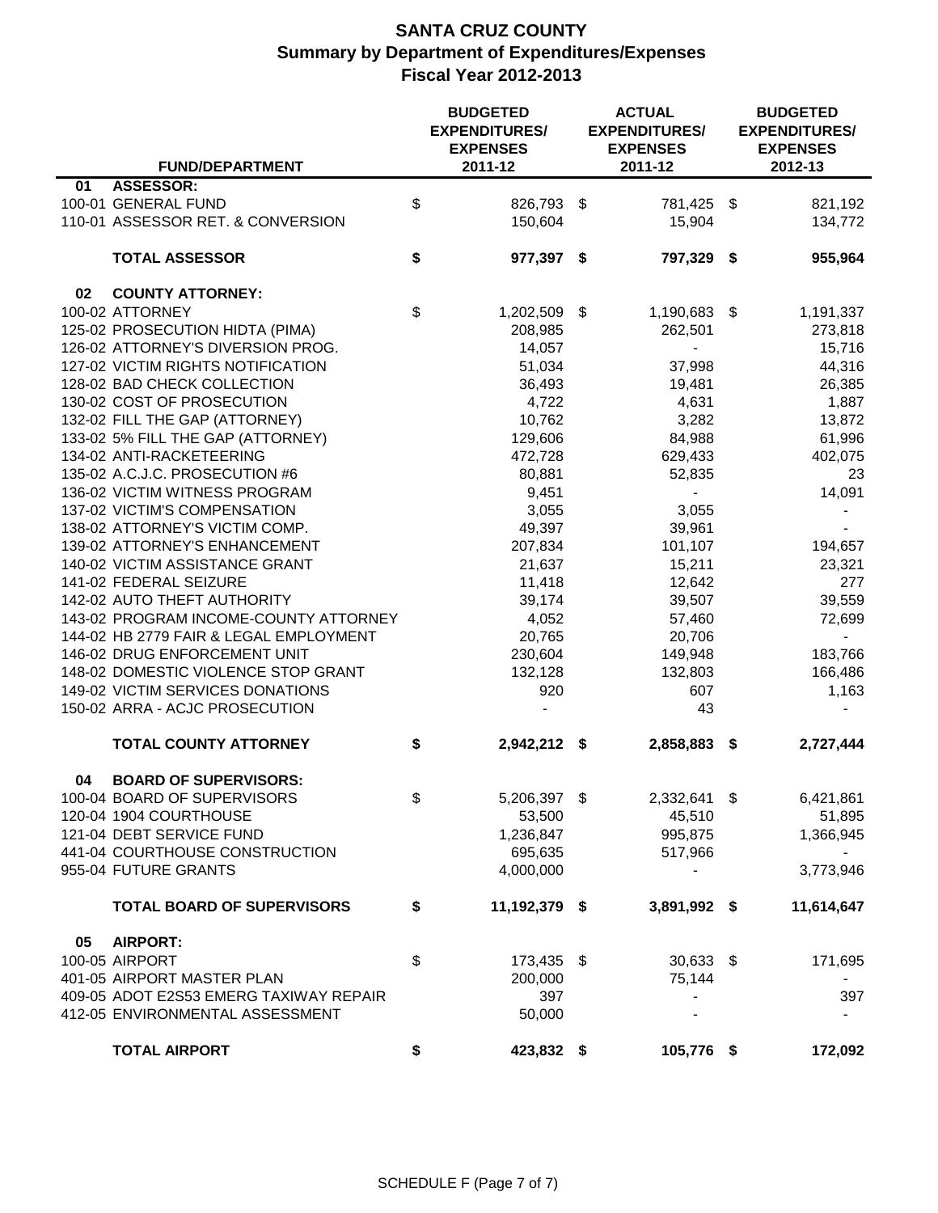# SANTA CRUZ COUNTY
## Summary by Department of Expenditures/Expenses
## Fiscal Year 2012-2013

| FUND/DEPARTMENT | BUDGETED EXPENDITURES/ EXPENSES 2011-12 | ACTUAL EXPENDITURES/ EXPENSES 2011-12 | BUDGETED EXPENDITURES/ EXPENSES 2012-13 |
|---|---|---|---|
| **01 ASSESSOR:** | | | |
| 100-01 GENERAL FUND | $ 826,793 | $ 781,425 | $ 821,192 |
| 110-01 ASSESSOR RET. & CONVERSION | 150,604 | 15,904 | 134,772 |
| **TOTAL ASSESSOR** | **$ 977,397** | **$ 797,329** | **$ 955,964** |
| **02 COUNTY ATTORNEY:** | | | |
| 100-02 ATTORNEY | $ 1,202,509 | $ 1,190,683 | $ 1,191,337 |
| 125-02 PROSECUTION HIDTA (PIMA) | 208,985 | 262,501 | 273,818 |
| 126-02 ATTORNEY'S DIVERSION PROG. | 14,057 | - | 15,716 |
| 127-02 VICTIM RIGHTS NOTIFICATION | 51,034 | 37,998 | 44,316 |
| 128-02 BAD CHECK COLLECTION | 36,493 | 19,481 | 26,385 |
| 130-02 COST OF PROSECUTION | 4,722 | 4,631 | 1,887 |
| 132-02 FILL THE GAP (ATTORNEY) | 10,762 | 3,282 | 13,872 |
| 133-02 5% FILL THE GAP (ATTORNEY) | 129,606 | 84,988 | 61,996 |
| 134-02 ANTI-RACKETEERING | 472,728 | 629,433 | 402,075 |
| 135-02 A.C.J.C. PROSECUTION #6 | 80,881 | 52,835 | 23 |
| 136-02 VICTIM WITNESS PROGRAM | 9,451 | - | 14,091 |
| 137-02 VICTIM'S COMPENSATION | 3,055 | 3,055 | - |
| 138-02 ATTORNEY'S VICTIM COMP. | 49,397 | 39,961 | - |
| 139-02 ATTORNEY'S ENHANCEMENT | 207,834 | 101,107 | 194,657 |
| 140-02 VICTIM ASSISTANCE GRANT | 21,637 | 15,211 | 23,321 |
| 141-02 FEDERAL SEIZURE | 11,418 | 12,642 | 277 |
| 142-02 AUTO THEFT AUTHORITY | 39,174 | 39,507 | 39,559 |
| 143-02 PROGRAM INCOME-COUNTY ATTORNEY | 4,052 | 57,460 | 72,699 |
| 144-02 HB 2779 FAIR & LEGAL EMPLOYMENT | 20,765 | 20,706 | - |
| 146-02 DRUG ENFORCEMENT UNIT | 230,604 | 149,948 | 183,766 |
| 148-02 DOMESTIC VIOLENCE STOP GRANT | 132,128 | 132,803 | 166,486 |
| 149-02 VICTIM SERVICES DONATIONS | 920 | 607 | 1,163 |
| 150-02 ARRA - ACJC PROSECUTION | - | 43 | - |
| **TOTAL COUNTY ATTORNEY** | **$ 2,942,212** | **$ 2,858,883** | **$ 2,727,444** |
| **04 BOARD OF SUPERVISORS:** | | | |
| 100-04 BOARD OF SUPERVISORS | $ 5,206,397 | $ 2,332,641 | $ 6,421,861 |
| 120-04 1904 COURTHOUSE | 53,500 | 45,510 | 51,895 |
| 121-04 DEBT SERVICE FUND | 1,236,847 | 995,875 | 1,366,945 |
| 441-04 COURTHOUSE CONSTRUCTION | 695,635 | 517,966 | - |
| 955-04 FUTURE GRANTS | 4,000,000 | - | 3,773,946 |
| **TOTAL BOARD OF SUPERVISORS** | **$ 11,192,379** | **$ 3,891,992** | **$ 11,614,647** |
| **05 AIRPORT:** | | | |
| 100-05 AIRPORT | $ 173,435 | $ 30,633 | $ 171,695 |
| 401-05 AIRPORT MASTER PLAN | 200,000 | 75,144 | - |
| 409-05 ADOT E2S53 EMERG TAXIWAY REPAIR | 397 | - | 397 |
| 412-05 ENVIRONMENTAL ASSESSMENT | 50,000 | - | - |
| **TOTAL AIRPORT** | **$ 423,832** | **$ 105,776** | **$ 172,092** |

SCHEDULE F (Page 7 of 7)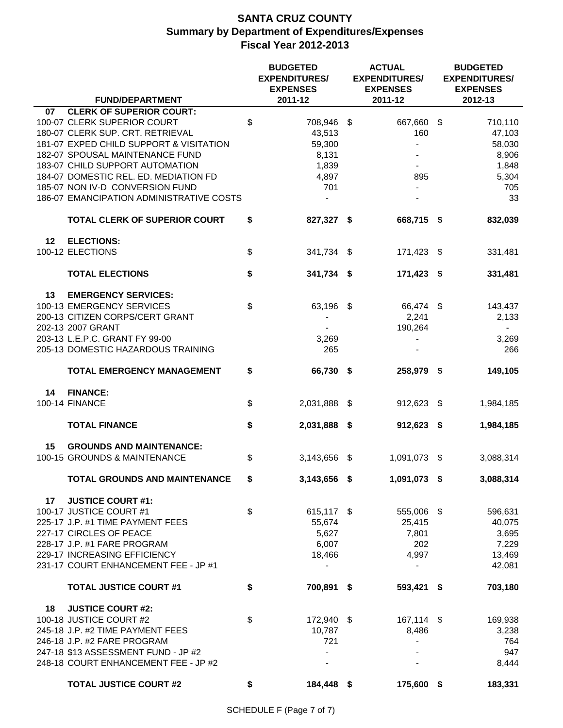# SANTA CRUZ COUNTY
## Summary by Department of Expenditures/Expenses
## Fiscal Year 2012-2013

| | FUND/DEPARTMENT | BUDGETED EXPENDITURES/ EXPENSES 2011-12 | ACTUAL EXPENDITURES/ EXPENSES 2011-12 | BUDGETED EXPENDITURES/ EXPENSES 2012-13 |
|---|---|---|---|---|
| **07** | **CLERK OF SUPERIOR COURT:** | | | |
| | 100-07 CLERK SUPERIOR COURT | $ 708,946 | $ 667,660 | $ 710,110 |
| | 180-07 CLERK SUP. CRT. RETRIEVAL | 43,513 | 160 | 47,103 |
| | 181-07 EXPED CHILD SUPPORT & VISITATION | 59,300 | - | 58,030 |
| | 182-07 SPOUSAL MAINTENANCE FUND | 8,131 | - | 8,906 |
| | 183-07 CHILD SUPPORT AUTOMATION | 1,839 | - | 1,848 |
| | 184-07 DOMESTIC REL. ED. MEDIATION FD | 4,897 | 895 | 5,304 |
| | 185-07 NON IV-D CONVERSION FUND | 701 | - | 705 |
| | 186-07 EMANCIPATION ADMINISTRATIVE COSTS | - | - | 33 |
| | **TOTAL CLERK OF SUPERIOR COURT** | **$ 827,327** | **$ 668,715** | **$ 832,039** |
| **12** | **ELECTIONS:** | | | |
| | 100-12 ELECTIONS | $ 341,734 | $ 171,423 | $ 331,481 |
| | **TOTAL ELECTIONS** | **$ 341,734** | **$ 171,423** | **$ 331,481** |
| **13** | **EMERGENCY SERVICES:** | | | |
| | 100-13 EMERGENCY SERVICES | $ 63,196 | $ 66,474 | $ 143,437 |
| | 200-13 CITIZEN CORPS/CERT GRANT | - | 2,241 | 2,133 |
| | 202-13 2007 GRANT | - | 190,264 | - |
| | 203-13 L.E.P.C. GRANT FY 99-00 | 3,269 | - | 3,269 |
| | 205-13 DOMESTIC HAZARDOUS TRAINING | 265 | - | 266 |
| | **TOTAL EMERGENCY MANAGEMENT** | **$ 66,730** | **$ 258,979** | **$ 149,105** |
| **14** | **FINANCE:** | | | |
| | 100-14 FINANCE | $ 2,031,888 | $ 912,623 | $ 1,984,185 |
| | **TOTAL FINANCE** | **$ 2,031,888** | **$ 912,623** | **$ 1,984,185** |
| **15** | **GROUNDS AND MAINTENANCE:** | | | |
| | 100-15 GROUNDS & MAINTENANCE | $ 3,143,656 | $ 1,091,073 | $ 3,088,314 |
| | **TOTAL GROUNDS AND MAINTENANCE** | **$ 3,143,656** | **$ 1,091,073** | **$ 3,088,314** |
| **17** | **JUSTICE COURT #1:** | | | |
| | 100-17 JUSTICE COURT #1 | $ 615,117 | $ 555,006 | $ 596,631 |
| | 225-17 J.P. #1 TIME PAYMENT FEES | 55,674 | 25,415 | 40,075 |
| | 227-17 CIRCLES OF PEACE | 5,627 | 7,801 | 3,695 |
| | 228-17 J.P. #1 FARE PROGRAM | 6,007 | 202 | 7,229 |
| | 229-17 INCREASING EFFICIENCY | 18,466 | 4,997 | 13,469 |
| | 231-17 COURT ENHANCEMENT FEE - JP #1 | - | - | 42,081 |
| | **TOTAL JUSTICE COURT #1** | **$ 700,891** | **$ 593,421** | **$ 703,180** |
| **18** | **JUSTICE COURT #2:** | | | |
| | 100-18 JUSTICE COURT #2 | $ 172,940 | $ 167,114 | $ 169,938 |
| | 245-18 J.P. #2 TIME PAYMENT FEES | 10,787 | 8,486 | 3,238 |
| | 246-18 J.P. #2 FARE PROGRAM | 721 | - | 764 |
| | 247-18 $13 ASSESSMENT FUND - JP #2 | - | - | 947 |
| | 248-18 COURT ENHANCEMENT FEE - JP #2 | - | - | 8,444 |
| | **TOTAL JUSTICE COURT #2** | **$ 184,448** | **$ 175,600** | **$ 183,331** |

SCHEDULE F (Page 7 of 7)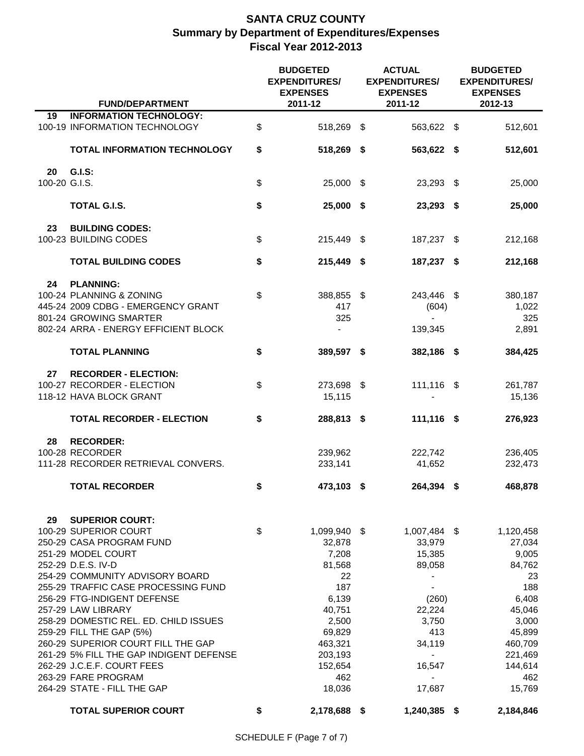# SANTA CRUZ COUNTY
## Summary by Department of Expenditures/Expenses
## Fiscal Year 2012-2013

| | FUND/DEPARTMENT | BUDGETED EXPENDITURES/ EXPENSES 2011-12 | ACTUAL EXPENDITURES/ EXPENSES 2011-12 | BUDGETED EXPENDITURES/ EXPENSES 2012-13 |
|---|---|---|---|---|
| 19 | **INFORMATION TECHNOLOGY:** | | | |
| 100-19 | INFORMATION TECHNOLOGY | $ 518,269 | $ 563,622 | $ 512,601 |
| | **TOTAL INFORMATION TECHNOLOGY** | **$ 518,269** | **$ 563,622** | **$ 512,601** |
| 20 | **G.I.S:** | | | |
| 100-20 | G.I.S. | $ 25,000 | $ 23,293 | $ 25,000 |
| | **TOTAL G.I.S.** | **$ 25,000** | **$ 23,293** | **$ 25,000** |
| 23 | **BUILDING CODES:** | | | |
| 100-23 | BUILDING CODES | $ 215,449 | $ 187,237 | $ 212,168 |
| | **TOTAL BUILDING CODES** | **$ 215,449** | **$ 187,237** | **$ 212,168** |
| 24 | **PLANNING:** | | | |
| 100-24 | PLANNING & ZONING | $ 388,855 | $ 243,446 | $ 380,187 |
| 445-24 | 2009 CDBG - EMERGENCY GRANT | 417 | (604) | 1,022 |
| 801-24 | GROWING SMARTER | 325 | - | 325 |
| 802-24 | ARRA - ENERGY EFFICIENT BLOCK | - | 139,345 | 2,891 |
| | **TOTAL PLANNING** | **$ 389,597** | **$ 382,186** | **$ 384,425** |
| 27 | **RECORDER - ELECTION:** | | | |
| 100-27 | RECORDER - ELECTION | $ 273,698 | $ 111,116 | $ 261,787 |
| 118-12 | HAVA BLOCK GRANT | 15,115 | - | 15,136 |
| | **TOTAL RECORDER - ELECTION** | **$ 288,813** | **$ 111,116** | **$ 276,923** |
| 28 | **RECORDER:** | | | |
| 100-28 | RECORDER | 239,962 | 222,742 | 236,405 |
| 111-28 | RECORDER RETRIEVAL CONVERS. | 233,141 | 41,652 | 232,473 |
| | **TOTAL RECORDER** | **$ 473,103** | **$ 264,394** | **$ 468,878** |
| 29 | **SUPERIOR COURT:** | | | |
| 100-29 | SUPERIOR COURT | $ 1,099,940 | $ 1,007,484 | $ 1,120,458 |
| 250-29 | CASA PROGRAM FUND | 32,878 | 33,979 | 27,034 |
| 251-29 | MODEL COURT | 7,208 | 15,385 | 9,005 |
| 252-29 | D.E.S. IV-D | 81,568 | 89,058 | 84,762 |
| 254-29 | COMMUNITY ADVISORY BOARD | 22 | - | 23 |
| 255-29 | TRAFFIC CASE PROCESSING FUND | 187 | - | 188 |
| 256-29 | FTG-INDIGENT DEFENSE | 6,139 | (260) | 6,408 |
| 257-29 | LAW LIBRARY | 40,751 | 22,224 | 45,046 |
| 258-29 | DOMESTIC REL. ED. CHILD ISSUES | 2,500 | 3,750 | 3,000 |
| 259-29 | FILL THE GAP (5%) | 69,829 | 413 | 45,899 |
| 260-29 | SUPERIOR COURT FILL THE GAP | 463,321 | 34,119 | 460,709 |
| 261-29 | 5% FILL THE GAP INDIGENT DEFENSE | 203,193 | - | 221,469 |
| 262-29 | J.C.E.F. COURT FEES | 152,654 | 16,547 | 144,614 |
| 263-29 | FARE PROGRAM | 462 | - | 462 |
| 264-29 | STATE - FILL THE GAP | 18,036 | 17,687 | 15,769 |
| | **TOTAL SUPERIOR COURT** | **$ 2,178,688** | **$ 1,240,385** | **$ 2,184,846** |

SCHEDULE F (Page 7 of 7)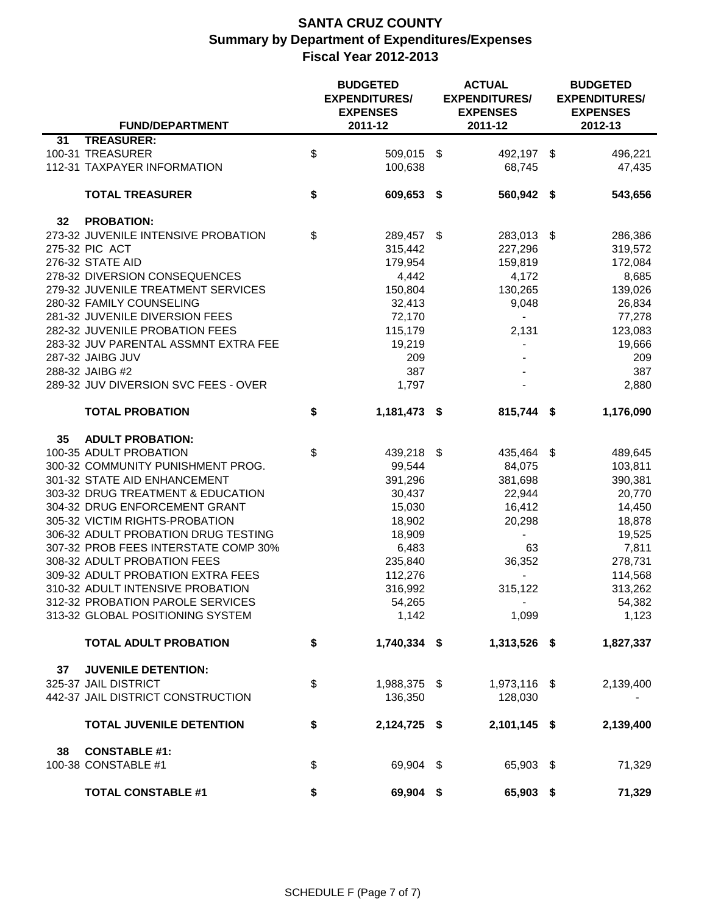# SANTA CRUZ COUNTY
## Summary by Department of Expenditures/Expenses
## Fiscal Year 2012-2013

| | FUND/DEPARTMENT | BUDGETED EXPENDITURES/ EXPENSES 2011-12 | ACTUAL EXPENDITURES/ EXPENSES 2011-12 | BUDGETED EXPENDITURES/ EXPENSES 2012-13 |
|---|---|---|---|---|
| **31** | **TREASURER:** | | | |
| 100-31 | TREASURER | $ 509,015 | $ 492,197 | $ 496,221 |
| 112-31 | TAXPAYER INFORMATION | 100,638 | 68,745 | 47,435 |
| | **TOTAL TREASURER** | **$ 609,653** | **$ 560,942** | **$ 543,656** |
| **32** | **PROBATION:** | | | |
| 273-32 | JUVENILE INTENSIVE PROBATION | $ 289,457 | $ 283,013 | $ 286,386 |
| 275-32 | PIC ACT | 315,442 | 227,296 | 319,572 |
| 276-32 | STATE AID | 179,954 | 159,819 | 172,084 |
| 278-32 | DIVERSION CONSEQUENCES | 4,442 | 4,172 | 8,685 |
| 279-32 | JUVENILE TREATMENT SERVICES | 150,804 | 130,265 | 139,026 |
| 280-32 | FAMILY COUNSELING | 32,413 | 9,048 | 26,834 |
| 281-32 | JUVENILE DIVERSION FEES | 72,170 | - | 77,278 |
| 282-32 | JUVENILE PROBATION FEES | 115,179 | 2,131 | 123,083 |
| 283-32 | JUV PARENTAL ASSMNT EXTRA FEE | 19,219 | - | 19,666 |
| 287-32 | JAIBG JUV | 209 | - | 209 |
| 288-32 | JAIBG #2 | 387 | - | 387 |
| 289-32 | JUV DIVERSION SVC FEES - OVER | 1,797 | - | 2,880 |
| | **TOTAL PROBATION** | **$ 1,181,473** | **$ 815,744** | **$ 1,176,090** |
| **35** | **ADULT PROBATION:** | | | |
| 100-35 | ADULT PROBATION | $ 439,218 | $ 435,464 | $ 489,645 |
| 300-32 | COMMUNITY PUNISHMENT PROG. | 99,544 | 84,075 | 103,811 |
| 301-32 | STATE AID ENHANCEMENT | 391,296 | 381,698 | 390,381 |
| 303-32 | DRUG TREATMENT & EDUCATION | 30,437 | 22,944 | 20,770 |
| 304-32 | DRUG ENFORCEMENT GRANT | 15,030 | 16,412 | 14,450 |
| 305-32 | VICTIM RIGHTS-PROBATION | 18,902 | 20,298 | 18,878 |
| 306-32 | ADULT PROBATION DRUG TESTING | 18,909 | - | 19,525 |
| 307-32 | PROB FEES INTERSTATE COMP 30% | 6,483 | 63 | 7,811 |
| 308-32 | ADULT PROBATION FEES | 235,840 | 36,352 | 278,731 |
| 309-32 | ADULT PROBATION EXTRA FEES | 112,276 | - | 114,568 |
| 310-32 | ADULT INTENSIVE PROBATION | 316,992 | 315,122 | 313,262 |
| 312-32 | PROBATION PAROLE SERVICES | 54,265 | - | 54,382 |
| 313-32 | GLOBAL POSITIONING SYSTEM | 1,142 | 1,099 | 1,123 |
| | **TOTAL ADULT PROBATION** | **$ 1,740,334** | **$ 1,313,526** | **$ 1,827,337** |
| **37** | **JUVENILE DETENTION:** | | | |
| 325-37 | JAIL DISTRICT | $ 1,988,375 | $ 1,973,116 | $ 2,139,400 |
| 442-37 | JAIL DISTRICT CONSTRUCTION | 136,350 | 128,030 | - |
| | **TOTAL JUVENILE DETENTION** | **$ 2,124,725** | **$ 2,101,145** | **$ 2,139,400** |
| **38** | **CONSTABLE #1:** | | | |
| 100-38 | CONSTABLE #1 | $ 69,904 | $ 65,903 | $ 71,329 |
| | **TOTAL CONSTABLE #1** | **$ 69,904** | **$ 65,903** | **$ 71,329** |

SCHEDULE F (Page 7 of 7)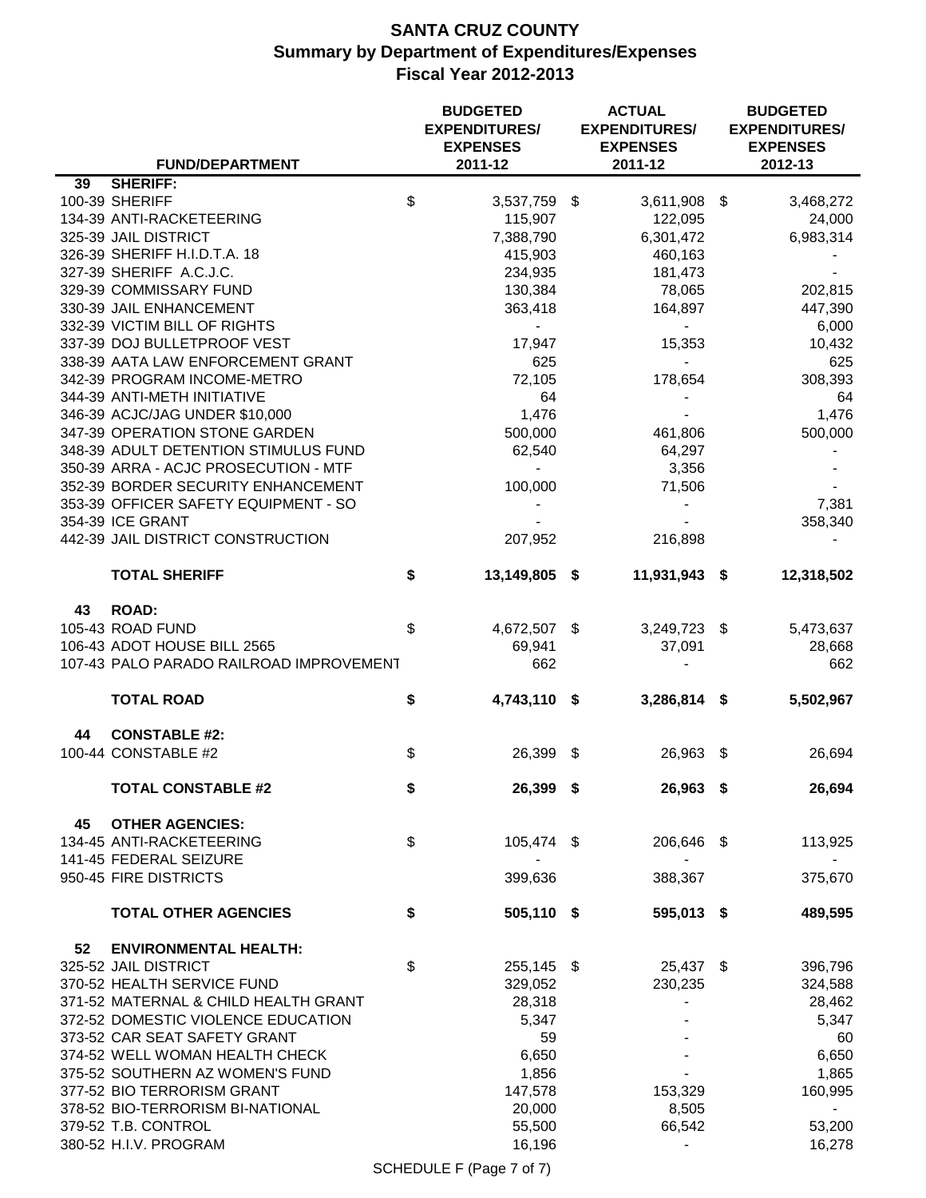# SANTA CRUZ COUNTY
## Summary by Department of Expenditures/Expenses
## Fiscal Year 2012-2013

| | FUND/DEPARTMENT | BUDGETED EXPENDITURES/ EXPENSES 2011-12 | ACTUAL EXPENDITURES/ EXPENSES 2011-12 | BUDGETED EXPENDITURES/ EXPENSES 2012-13 |
|---|---|---|---|---|
| 39 | **SHERIFF:** | | | |
| | 100-39 SHERIFF | $ 3,537,759 | $ 3,611,908 | $ 3,468,272 |
| | 134-39 ANTI-RACKETEERING | 115,907 | 122,095 | 24,000 |
| | 325-39 JAIL DISTRICT | 7,388,790 | 6,301,472 | 6,983,314 |
| | 326-39 SHERIFF H.I.D.T.A. 18 | 415,903 | 460,163 | - |
| | 327-39 SHERIFF A.C.J.C. | 234,935 | 181,473 | - |
| | 329-39 COMMISSARY FUND | 130,384 | 78,065 | 202,815 |
| | 330-39 JAIL ENHANCEMENT | 363,418 | 164,897 | 447,390 |
| | 332-39 VICTIM BILL OF RIGHTS | - | - | 6,000 |
| | 337-39 DOJ BULLETPROOF VEST | 17,947 | 15,353 | 10,432 |
| | 338-39 AATA LAW ENFORCEMENT GRANT | 625 | - | 625 |
| | 342-39 PROGRAM INCOME-METRO | 72,105 | 178,654 | 308,393 |
| | 344-39 ANTI-METH INITIATIVE | 64 | - | 64 |
| | 346-39 ACJC/JAG UNDER $10,000 | 1,476 | - | 1,476 |
| | 347-39 OPERATION STONE GARDEN | 500,000 | 461,806 | 500,000 |
| | 348-39 ADULT DETENTION STIMULUS FUND | 62,540 | 64,297 | - |
| | 350-39 ARRA - ACJC PROSECUTION - MTF | - | 3,356 | - |
| | 352-39 BORDER SECURITY ENHANCEMENT | 100,000 | 71,506 | - |
| | 353-39 OFFICER SAFETY EQUIPMENT - SO | - | - | 7,381 |
| | 354-39 ICE GRANT | - | - | 358,340 |
| | 442-39 JAIL DISTRICT CONSTRUCTION | 207,952 | 216,898 | - |
| | **TOTAL SHERIFF** | **$ 13,149,805** | **$ 11,931,943** | **$ 12,318,502** |
| 43 | **ROAD:** | | | |
| | 105-43 ROAD FUND | $ 4,672,507 | $ 3,249,723 | $ 5,473,637 |
| | 106-43 ADOT HOUSE BILL 2565 | 69,941 | 37,091 | 28,668 |
| | 107-43 PALO PARADO RAILROAD IMPROVEMENT | 662 | - | 662 |
| | **TOTAL ROAD** | **$ 4,743,110** | **$ 3,286,814** | **$ 5,502,967** |
| 44 | **CONSTABLE #2:** | | | |
| | 100-44 CONSTABLE #2 | $ 26,399 | $ 26,963 | $ 26,694 |
| | **TOTAL CONSTABLE #2** | **$ 26,399** | **$ 26,963** | **$ 26,694** |
| 45 | **OTHER AGENCIES:** | | | |
| | 134-45 ANTI-RACKETEERING | $ 105,474 | $ 206,646 | $ 113,925 |
| | 141-45 FEDERAL SEIZURE | - | - | - |
| | 950-45 FIRE DISTRICTS | 399,636 | 388,367 | 375,670 |
| | **TOTAL OTHER AGENCIES** | **$ 505,110** | **$ 595,013** | **$ 489,595** |
| 52 | **ENVIRONMENTAL HEALTH:** | | | |
| | 325-52 JAIL DISTRICT | $ 255,145 | $ 25,437 | $ 396,796 |
| | 370-52 HEALTH SERVICE FUND | 329,052 | 230,235 | 324,588 |
| | 371-52 MATERNAL & CHILD HEALTH GRANT | 28,318 | - | 28,462 |
| | 372-52 DOMESTIC VIOLENCE EDUCATION | 5,347 | - | 5,347 |
| | 373-52 CAR SEAT SAFETY GRANT | 59 | - | 60 |
| | 374-52 WELL WOMAN HEALTH CHECK | 6,650 | - | 6,650 |
| | 375-52 SOUTHERN AZ WOMEN'S FUND | 1,856 | - | 1,865 |
| | 377-52 BIO TERRORISM GRANT | 147,578 | 153,329 | 160,995 |
| | 378-52 BIO-TERRORISM BI-NATIONAL | 20,000 | 8,505 | - |
| | 379-52 T.B. CONTROL | 55,500 | 66,542 | 53,200 |
| | 380-52 H.I.V. PROGRAM | 16,196 | - | 16,278 |

SCHEDULE F (Page 7 of 7)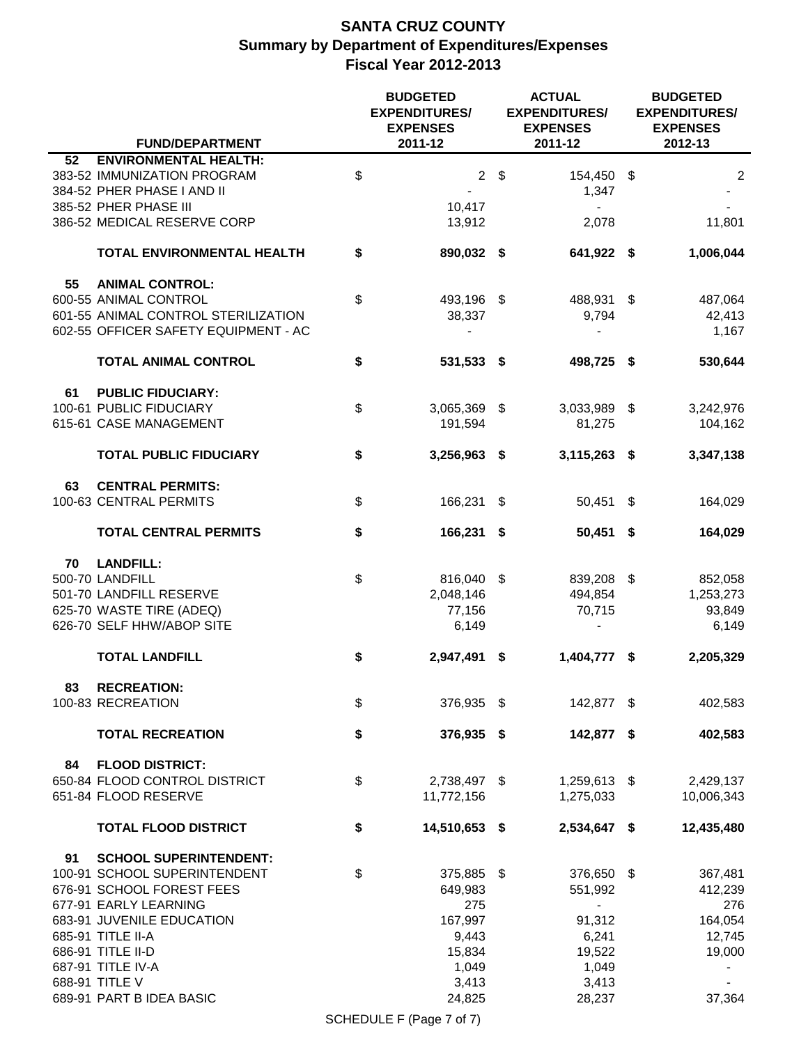# SANTA CRUZ COUNTY
## Summary by Department of Expenditures/Expenses
## Fiscal Year 2012-2013

| FUND/DEPARTMENT | BUDGETED EXPENDITURES/ EXPENSES 2011-12 | ACTUAL EXPENDITURES/ EXPENSES 2011-12 | BUDGETED EXPENDITURES/ EXPENSES 2012-13 |
|---|---|---|---|
| **52 ENVIRONMENTAL HEALTH:** | | | |
| 383-52 IMMUNIZATION PROGRAM | $ 2 | $ 154,450 | $ 2 |
| 384-52 PHER PHASE I AND II | - | 1,347 | - |
| 385-52 PHER PHASE III | 10,417 | - | - |
| 386-52 MEDICAL RESERVE CORP | 13,912 | 2,078 | 11,801 |
| **TOTAL ENVIRONMENTAL HEALTH** | **$ 890,032** | **$ 641,922** | **$ 1,006,044** |
| **55 ANIMAL CONTROL:** | | | |
| 600-55 ANIMAL CONTROL | $ 493,196 | $ 488,931 | $ 487,064 |
| 601-55 ANIMAL CONTROL STERILIZATION | 38,337 | 9,794 | 42,413 |
| 602-55 OFFICER SAFETY EQUIPMENT - AC | - | - | 1,167 |
| **TOTAL ANIMAL CONTROL** | **$ 531,533** | **$ 498,725** | **$ 530,644** |
| **61 PUBLIC FIDUCIARY:** | | | |
| 100-61 PUBLIC FIDUCIARY | $ 3,065,369 | $ 3,033,989 | $ 3,242,976 |
| 615-61 CASE MANAGEMENT | 191,594 | 81,275 | 104,162 |
| **TOTAL PUBLIC FIDUCIARY** | **$ 3,256,963** | **$ 3,115,263** | **$ 3,347,138** |
| **63 CENTRAL PERMITS:** | | | |
| 100-63 CENTRAL PERMITS | $ 166,231 | $ 50,451 | $ 164,029 |
| **TOTAL CENTRAL PERMITS** | **$ 166,231** | **$ 50,451** | **$ 164,029** |
| **70 LANDFILL:** | | | |
| 500-70 LANDFILL | $ 816,040 | $ 839,208 | $ 852,058 |
| 501-70 LANDFILL RESERVE | 2,048,146 | 494,854 | 1,253,273 |
| 625-70 WASTE TIRE (ADEQ) | 77,156 | 70,715 | 93,849 |
| 626-70 SELF HHW/ABOP SITE | 6,149 | - | 6,149 |
| **TOTAL LANDFILL** | **$ 2,947,491** | **$ 1,404,777** | **$ 2,205,329** |
| **83 RECREATION:** | | | |
| 100-83 RECREATION | $ 376,935 | $ 142,877 | $ 402,583 |
| **TOTAL RECREATION** | **$ 376,935** | **$ 142,877** | **$ 402,583** |
| **84 FLOOD DISTRICT:** | | | |
| 650-84 FLOOD CONTROL DISTRICT | $ 2,738,497 | $ 1,259,613 | $ 2,429,137 |
| 651-84 FLOOD RESERVE | 11,772,156 | 1,275,033 | 10,006,343 |
| **TOTAL FLOOD DISTRICT** | **$ 14,510,653** | **$ 2,534,647** | **$ 12,435,480** |
| **91 SCHOOL SUPERINTENDENT:** | | | |
| 100-91 SCHOOL SUPERINTENDENT | $ 375,885 | $ 376,650 | $ 367,481 |
| 676-91 SCHOOL FOREST FEES | 649,983 | 551,992 | 412,239 |
| 677-91 EARLY LEARNING | 275 | - | 276 |
| 683-91 JUVENILE EDUCATION | 167,997 | 91,312 | 164,054 |
| 685-91 TITLE II-A | 9,443 | 6,241 | 12,745 |
| 686-91 TITLE II-D | 15,834 | 19,522 | 19,000 |
| 687-91 TITLE IV-A | 1,049 | 1,049 | - |
| 688-91 TITLE V | 3,413 | 3,413 | - |
| 689-91 PART B IDEA BASIC | 24,825 | 28,237 | 37,364 |

SCHEDULE F (Page 7 of 7)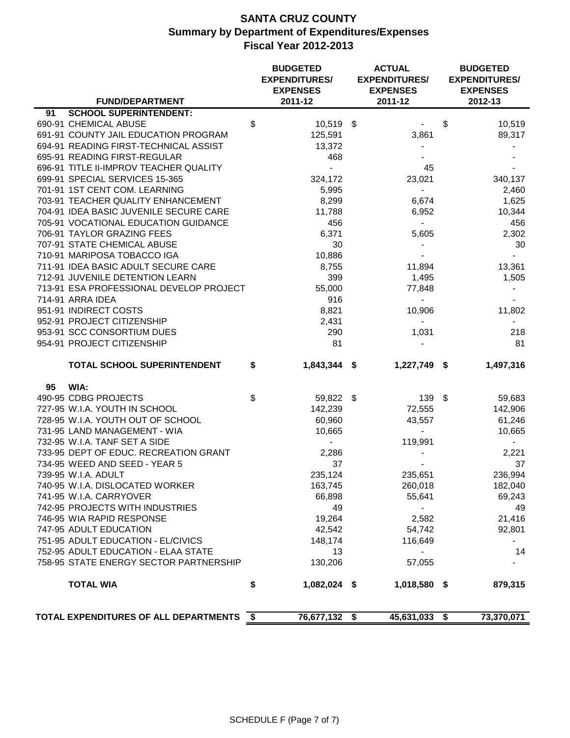# SANTA CRUZ COUNTY
## Summary by Department of Expenditures/Expenses
### Fiscal Year 2012-2013

| FUND/DEPARTMENT | BUDGETED EXPENDITURES/ EXPENSES 2011-12 | ACTUAL EXPENDITURES/ EXPENSES 2011-12 | BUDGETED EXPENDITURES/ EXPENSES 2012-13 |
|---|---|---|---|
| **91 SCHOOL SUPERINTENDENT:** | | | |
| 690-91 CHEMICAL ABUSE | $ 10,519 | $ - | $ 10,519 |
| 691-91 COUNTY JAIL EDUCATION PROGRAM | 125,591 | 3,861 | 89,317 |
| 694-91 READING FIRST-TECHNICAL ASSIST | 13,372 | - | - |
| 695-91 READING FIRST-REGULAR | 468 | - | - |
| 696-91 TITLE II-IMPROV TEACHER QUALITY | - | 45 | - |
| 699-91 SPECIAL SERVICES 15-365 | 324,172 | 23,021 | 340,137 |
| 701-91 1ST CENT COM. LEARNING | 5,995 | - | 2,460 |
| 703-91 TEACHER QUALITY ENHANCEMENT | 8,299 | 6,674 | 1,625 |
| 704-91 IDEA BASIC JUVENILE SECURE CARE | 11,788 | 6,952 | 10,344 |
| 705-91 VOCATIONAL EDUCATION GUIDANCE | 456 | - | 456 |
| 706-91 TAYLOR GRAZING FEES | 6,371 | 5,605 | 2,302 |
| 707-91 STATE CHEMICAL ABUSE | 30 | - | 30 |
| 710-91 MARIPOSA TOBACCO IGA | 10,886 | - | - |
| 711-91 IDEA BASIC ADULT SECURE CARE | 8,755 | 11,894 | 13,361 |
| 712-91 JUVENILE DETENTION LEARN | 399 | 1,495 | 1,505 |
| 713-91 ESA PROFESSIONAL DEVELOP PROJECT | 55,000 | 77,848 | - |
| 714-91 ARRA IDEA | 916 | - | - |
| 951-91 INDIRECT COSTS | 8,821 | 10,906 | 11,802 |
| 952-91 PROJECT CITIZENSHIP | 2,431 | - | - |
| 953-91 SCC CONSORTIUM DUES | 290 | 1,031 | 218 |
| 954-91 PROJECT CITIZENSHIP | 81 | - | 81 |
| **TOTAL SCHOOL SUPERINTENDENT** | **$ 1,843,344** | **$ 1,227,749** | **$ 1,497,316** |
| **95 WIA:** | | | |
| 490-95 CDBG PROJECTS | $ 59,822 | $ 139 | $ 59,683 |
| 727-95 W.I.A. YOUTH IN SCHOOL | 142,239 | 72,555 | 142,906 |
| 728-95 W.I.A. YOUTH OUT OF SCHOOL | 60,960 | 43,557 | 61,246 |
| 731-95 LAND MANAGEMENT - WIA | 10,665 | - | 10,665 |
| 732-95 W.I.A. TANF SET A SIDE | - | 119,991 | - |
| 733-95 DEPT OF EDUC. RECREATION GRANT | 2,286 | - | 2,221 |
| 734-95 WEED AND SEED - YEAR 5 | 37 | - | 37 |
| 739-95 W.I.A. ADULT | 235,124 | 235,651 | 236,994 |
| 740-95 W.I.A. DISLOCATED WORKER | 163,745 | 260,018 | 182,040 |
| 741-95 W.I.A. CARRYOVER | 66,898 | 55,641 | 69,243 |
| 742-95 PROJECTS WITH INDUSTRIES | 49 | - | 49 |
| 746-95 WIA RAPID RESPONSE | 19,264 | 2,582 | 21,416 |
| 747-95 ADULT EDUCATION | 42,542 | 54,742 | 92,801 |
| 751-95 ADULT EDUCATION - EL/CIVICS | 148,174 | 116,649 | - |
| 752-95 ADULT EDUCATION - ELAA STATE | 13 | - | 14 |
| 758-95 STATE ENERGY SECTOR PARTNERSHIP | 130,206 | 57,055 | - |
| **TOTAL WIA** | **$ 1,082,024** | **$ 1,018,580** | **$ 879,315** |
| **TOTAL EXPENDITURES OF ALL DEPARTMENTS** | **$ 76,677,132** | **$ 45,631,033** | **$ 73,370,071** |

SCHEDULE F (Page 7 of 7)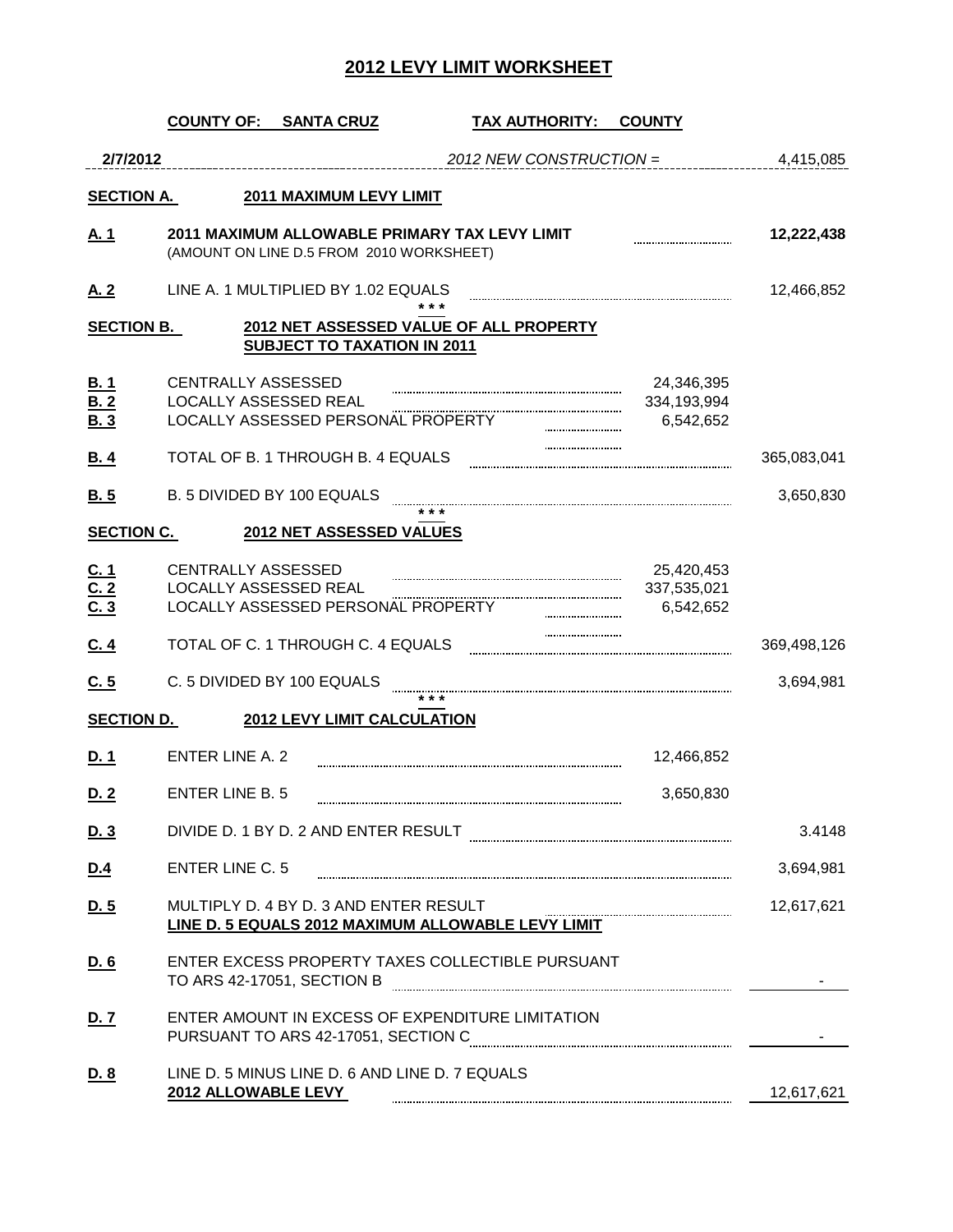# 2012 LEVY LIMIT WORKSHEET

**COUNTY OF: SANTA CRUZ** **TAX AUTHORITY: COUNTY**

| | | | |
|---|---|---|---|
| **2/7/2012** | *2012 NEW CONSTRUCTION =* | | 4,415,085 |
| **SECTION A.** | **2011 MAXIMUM LEVY LIMIT** | | |
| **A. 1** | **2011 MAXIMUM ALLOWABLE PRIMARY TAX LEVY LIMIT** (AMOUNT ON LINE D.5 FROM 2010 WORKSHEET) | | **12,222,438** |
| **A. 2** | LINE A. 1 MULTIPLIED BY 1.02 EQUALS | | 12,466,852 |
| | *** | | |
| **SECTION B.** | **2012 NET ASSESSED VALUE OF ALL PROPERTY SUBJECT TO TAXATION IN 2011** | | |
| **B. 1** | CENTRALLY ASSESSED | 24,346,395 | |
| **B. 2** | LOCALLY ASSESSED REAL | 334,193,994 | |
| **B. 3** | LOCALLY ASSESSED PERSONAL PROPERTY | 6,542,652 | |
| **B. 4** | TOTAL OF B. 1 THROUGH B. 4 EQUALS | | 365,083,041 |
| **B. 5** | B. 5 DIVIDED BY 100 EQUALS | | 3,650,830 |
| | *** | | |
| **SECTION C.** | **2012 NET ASSESSED VALUES** | | |
| **C. 1** | CENTRALLY ASSESSED | 25,420,453 | |
| **C. 2** | LOCALLY ASSESSED REAL | 337,535,021 | |
| **C. 3** | LOCALLY ASSESSED PERSONAL PROPERTY | 6,542,652 | |
| **C. 4** | TOTAL OF C. 1 THROUGH C. 4 EQUALS | | 369,498,126 |
| **C. 5** | C. 5 DIVIDED BY 100 EQUALS | | 3,694,981 |
| | *** | | |
| **SECTION D.** | **2012 LEVY LIMIT CALCULATION** | | |
| **D. 1** | ENTER LINE A. 2 | 12,466,852 | |
| **D. 2** | ENTER LINE B. 5 | 3,650,830 | |
| **D. 3** | DIVIDE D. 1 BY D. 2 AND ENTER RESULT | | 3.4148 |
| **D.4** | ENTER LINE C. 5 | | 3,694,981 |
| **D. 5** | MULTIPLY D. 4 BY D. 3 AND ENTER RESULT **LINE D. 5 EQUALS 2012 MAXIMUM ALLOWABLE LEVY LIMIT** | | 12,617,621 |
| **D. 6** | ENTER EXCESS PROPERTY TAXES COLLECTIBLE PURSUANT TO ARS 42-17051, SECTION B | | - |
| **D. 7** | ENTER AMOUNT IN EXCESS OF EXPENDITURE LIMITATION PURSUANT TO ARS 42-17051, SECTION C | | - |
| **D. 8** | LINE D. 5 MINUS LINE D. 6 AND LINE D. 7 EQUALS **2012 ALLOWABLE LEVY** | | 12,617,621 |